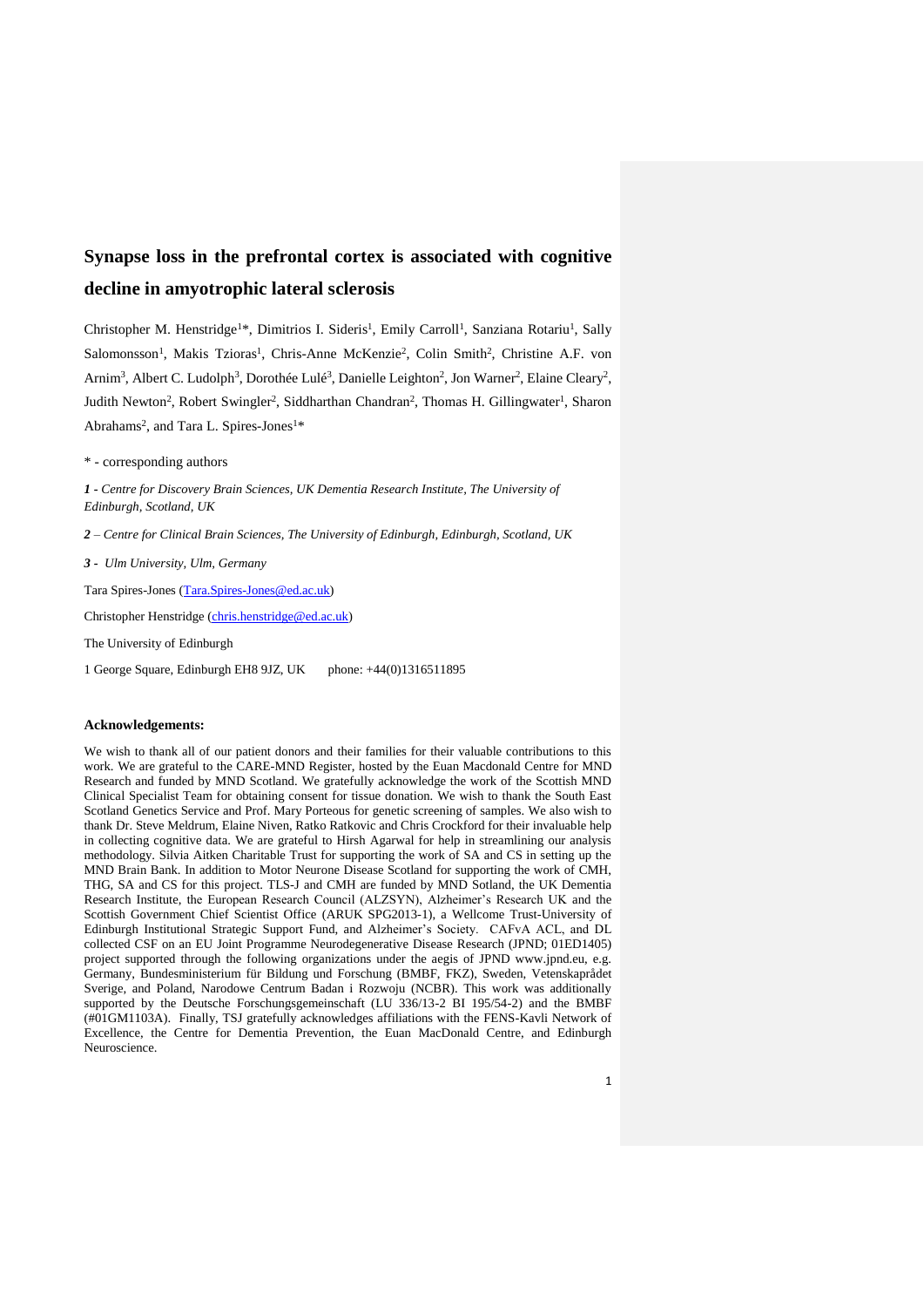# Synapse loss in the prefrontal cortex is associated with cognitive decline in amyotrophic lateral sclerosis

Christopher M. Henstridge[1]*, Dimitrios I. Sideris[1], Emily Carroll[1], Sanziana Rotariu[1], Sally Salomonsson[1], Makis Tzioras[1], Chris-Anne McKenzie[2], Colin Smith[2], Christine A.F. von Arnim[3], Albert C. Ludolph[3], Dorothée Lulé[3], Danielle Leighton[2], Jon Warner[2], Elaine Cleary[2], Judith Newton[2], Robert Swingler[2], Siddharthan Chandran[2], Thomas H. Gillingwater[1], Sharon Abrahams[2], and Tara L. Spires-Jones[1]*

\* - corresponding authors

***1*** *- Centre for Discovery Brain Sciences, UK Dementia Research Institute, The University of Edinburgh, Scotland, UK*

***2*** *– Centre for Clinical Brain Sciences, The University of Edinburgh, Edinburgh, Scotland, UK*

***3*** *- Ulm University, Ulm, Germany*

Tara Spires-Jones (Tara.Spires-Jones@ed.ac.uk)

Christopher Henstridge (chris.henstridge@ed.ac.uk)

The University of Edinburgh

1 George Square, Edinburgh EH8 9JZ, UK  phone: +44(0)1316511895

### Acknowledgements:

We wish to thank all of our patient donors and their families for their valuable contributions to this work. We are grateful to the CARE-MND Register, hosted by the Euan Macdonald Centre for MND Research and funded by MND Scotland. We gratefully acknowledge the work of the Scottish MND Clinical Specialist Team for obtaining consent for tissue donation. We wish to thank the South East Scotland Genetics Service and Prof. Mary Porteous for genetic screening of samples. We also wish to thank Dr. Steve Meldrum, Elaine Niven, Ratko Ratkovic and Chris Crockford for their invaluable help in collecting cognitive data. We are grateful to Hirsh Agarwal for help in streamlining our analysis methodology. Silvia Aitken Charitable Trust for supporting the work of SA and CS in setting up the MND Brain Bank. In addition to Motor Neurone Disease Scotland for supporting the work of CMH, THG, SA and CS for this project. TLS-J and CMH are funded by MND Sotland, the UK Dementia Research Institute, the European Research Council (ALZSYN), Alzheimer's Research UK and the Scottish Government Chief Scientist Office (ARUK SPG2013-1), a Wellcome Trust-University of Edinburgh Institutional Strategic Support Fund, and Alzheimer's Society. CAFvA ACL, and DL collected CSF on an EU Joint Programme Neurodegenerative Disease Research (JPND; 01ED1405) project supported through the following organizations under the aegis of JPND www.jpnd.eu, e.g. Germany, Bundesministerium für Bildung und Forschung (BMBF, FKZ), Sweden, Vetenskaprådet Sverige, and Poland, Narodowe Centrum Badan i Rozwoju (NCBR). This work was additionally supported by the Deutsche Forschungsgemeinschaft (LU 336/13-2 BI 195/54-2) and the BMBF (#01GM1103A). Finally, TSJ gratefully acknowledges affiliations with the FENS-Kavli Network of Excellence, the Centre for Dementia Prevention, the Euan MacDonald Centre, and Edinburgh Neuroscience.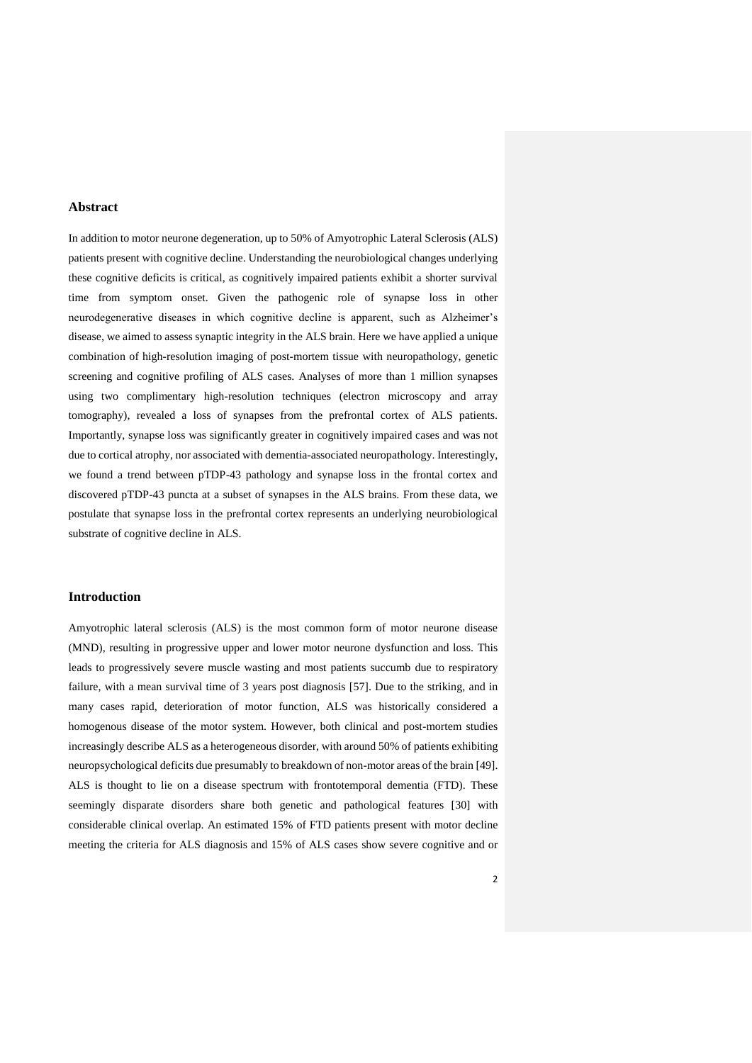## Abstract

In addition to motor neurone degeneration, up to 50% of Amyotrophic Lateral Sclerosis (ALS) patients present with cognitive decline. Understanding the neurobiological changes underlying these cognitive deficits is critical, as cognitively impaired patients exhibit a shorter survival time from symptom onset. Given the pathogenic role of synapse loss in other neurodegenerative diseases in which cognitive decline is apparent, such as Alzheimer's disease, we aimed to assess synaptic integrity in the ALS brain. Here we have applied a unique combination of high-resolution imaging of post-mortem tissue with neuropathology, genetic screening and cognitive profiling of ALS cases. Analyses of more than 1 million synapses using two complimentary high-resolution techniques (electron microscopy and array tomography), revealed a loss of synapses from the prefrontal cortex of ALS patients. Importantly, synapse loss was significantly greater in cognitively impaired cases and was not due to cortical atrophy, nor associated with dementia-associated neuropathology. Interestingly, we found a trend between pTDP-43 pathology and synapse loss in the frontal cortex and discovered pTDP-43 puncta at a subset of synapses in the ALS brains. From these data, we postulate that synapse loss in the prefrontal cortex represents an underlying neurobiological substrate of cognitive decline in ALS.

## Introduction

Amyotrophic lateral sclerosis (ALS) is the most common form of motor neurone disease (MND), resulting in progressive upper and lower motor neurone dysfunction and loss. This leads to progressively severe muscle wasting and most patients succumb due to respiratory failure, with a mean survival time of 3 years post diagnosis [57]. Due to the striking, and in many cases rapid, deterioration of motor function, ALS was historically considered a homogenous disease of the motor system. However, both clinical and post-mortem studies increasingly describe ALS as a heterogeneous disorder, with around 50% of patients exhibiting neuropsychological deficits due presumably to breakdown of non-motor areas of the brain [49]. ALS is thought to lie on a disease spectrum with frontotemporal dementia (FTD). These seemingly disparate disorders share both genetic and pathological features [30] with considerable clinical overlap. An estimated 15% of FTD patients present with motor decline meeting the criteria for ALS diagnosis and 15% of ALS cases show severe cognitive and or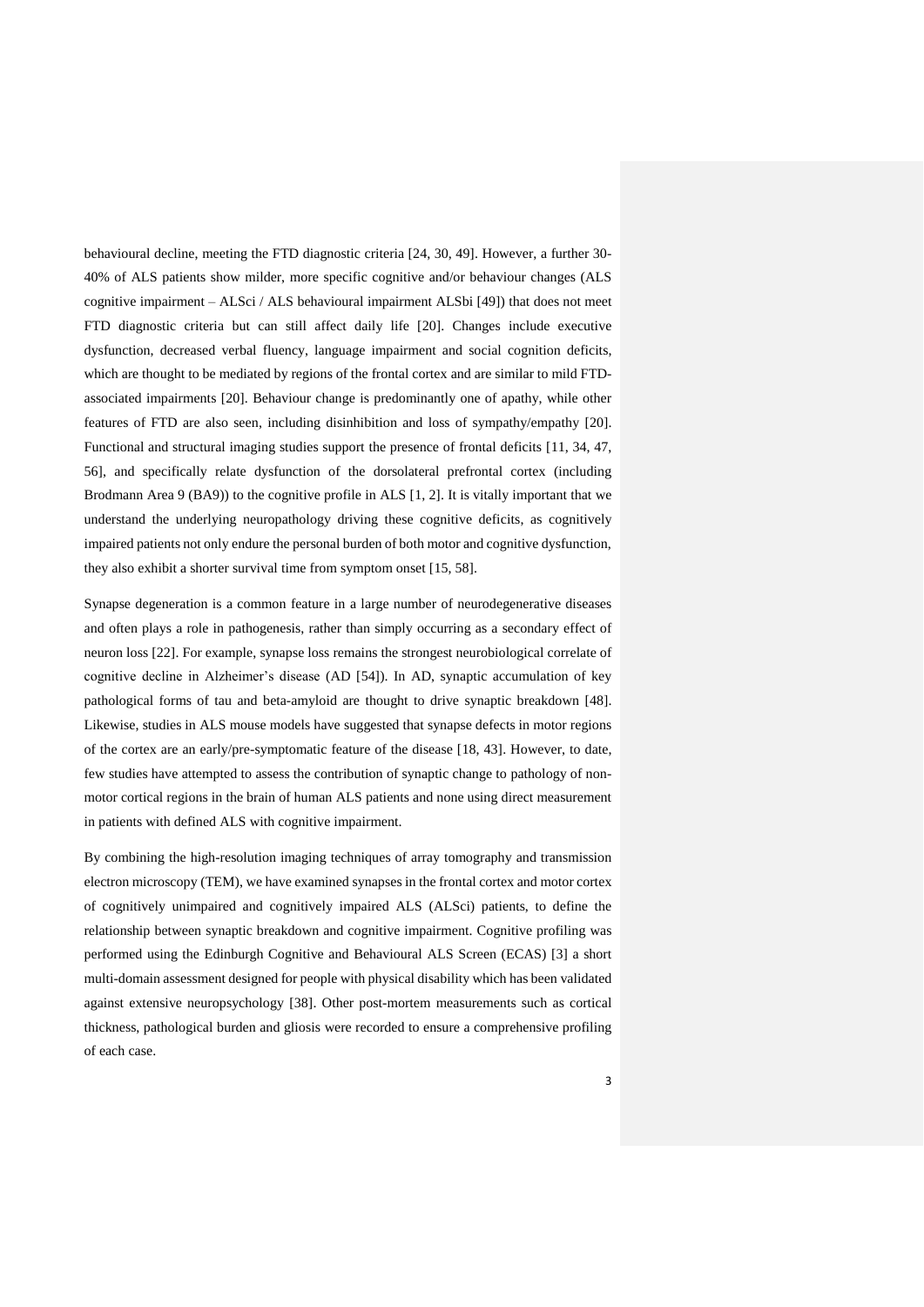behavioural decline, meeting the FTD diagnostic criteria [24, 30, 49]. However, a further 30-40% of ALS patients show milder, more specific cognitive and/or behaviour changes (ALS cognitive impairment – ALSci / ALS behavioural impairment ALSbi [49]) that does not meet FTD diagnostic criteria but can still affect daily life [20]. Changes include executive dysfunction, decreased verbal fluency, language impairment and social cognition deficits, which are thought to be mediated by regions of the frontal cortex and are similar to mild FTD-associated impairments [20]. Behaviour change is predominantly one of apathy, while other features of FTD are also seen, including disinhibition and loss of sympathy/empathy [20]. Functional and structural imaging studies support the presence of frontal deficits [11, 34, 47, 56], and specifically relate dysfunction of the dorsolateral prefrontal cortex (including Brodmann Area 9 (BA9)) to the cognitive profile in ALS [1, 2]. It is vitally important that we understand the underlying neuropathology driving these cognitive deficits, as cognitively impaired patients not only endure the personal burden of both motor and cognitive dysfunction, they also exhibit a shorter survival time from symptom onset [15, 58].

Synapse degeneration is a common feature in a large number of neurodegenerative diseases and often plays a role in pathogenesis, rather than simply occurring as a secondary effect of neuron loss [22]. For example, synapse loss remains the strongest neurobiological correlate of cognitive decline in Alzheimer's disease (AD [54]). In AD, synaptic accumulation of key pathological forms of tau and beta-amyloid are thought to drive synaptic breakdown [48]. Likewise, studies in ALS mouse models have suggested that synapse defects in motor regions of the cortex are an early/pre-symptomatic feature of the disease [18, 43]. However, to date, few studies have attempted to assess the contribution of synaptic change to pathology of non-motor cortical regions in the brain of human ALS patients and none using direct measurement in patients with defined ALS with cognitive impairment.

By combining the high-resolution imaging techniques of array tomography and transmission electron microscopy (TEM), we have examined synapses in the frontal cortex and motor cortex of cognitively unimpaired and cognitively impaired ALS (ALSci) patients, to define the relationship between synaptic breakdown and cognitive impairment. Cognitive profiling was performed using the Edinburgh Cognitive and Behavioural ALS Screen (ECAS) [3] a short multi-domain assessment designed for people with physical disability which has been validated against extensive neuropsychology [38]. Other post-mortem measurements such as cortical thickness, pathological burden and gliosis were recorded to ensure a comprehensive profiling of each case.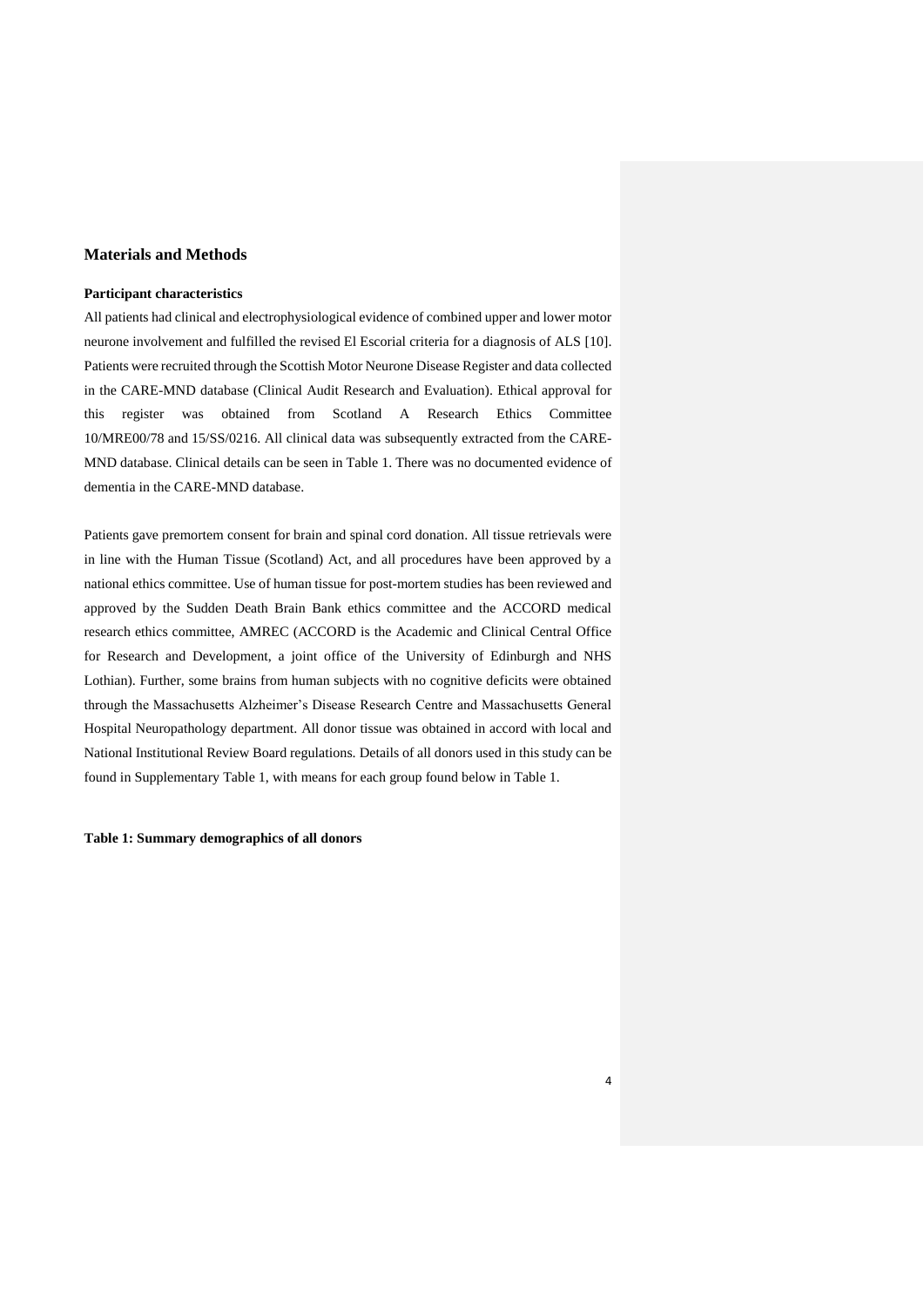## Materials and Methods

### Participant characteristics

All patients had clinical and electrophysiological evidence of combined upper and lower motor neurone involvement and fulfilled the revised El Escorial criteria for a diagnosis of ALS [10]. Patients were recruited through the Scottish Motor Neurone Disease Register and data collected in the CARE-MND database (Clinical Audit Research and Evaluation). Ethical approval for this register was obtained from Scotland A Research Ethics Committee 10/MRE00/78 and 15/SS/0216. All clinical data was subsequently extracted from the CARE-MND database. Clinical details can be seen in Table 1. There was no documented evidence of dementia in the CARE-MND database.

Patients gave premortem consent for brain and spinal cord donation. All tissue retrievals were in line with the Human Tissue (Scotland) Act, and all procedures have been approved by a national ethics committee. Use of human tissue for post-mortem studies has been reviewed and approved by the Sudden Death Brain Bank ethics committee and the ACCORD medical research ethics committee, AMREC (ACCORD is the Academic and Clinical Central Office for Research and Development, a joint office of the University of Edinburgh and NHS Lothian). Further, some brains from human subjects with no cognitive deficits were obtained through the Massachusetts Alzheimer's Disease Research Centre and Massachusetts General Hospital Neuropathology department. All donor tissue was obtained in accord with local and National Institutional Review Board regulations. Details of all donors used in this study can be found in Supplementary Table 1, with means for each group found below in Table 1.

**Table 1: Summary demographics of all donors**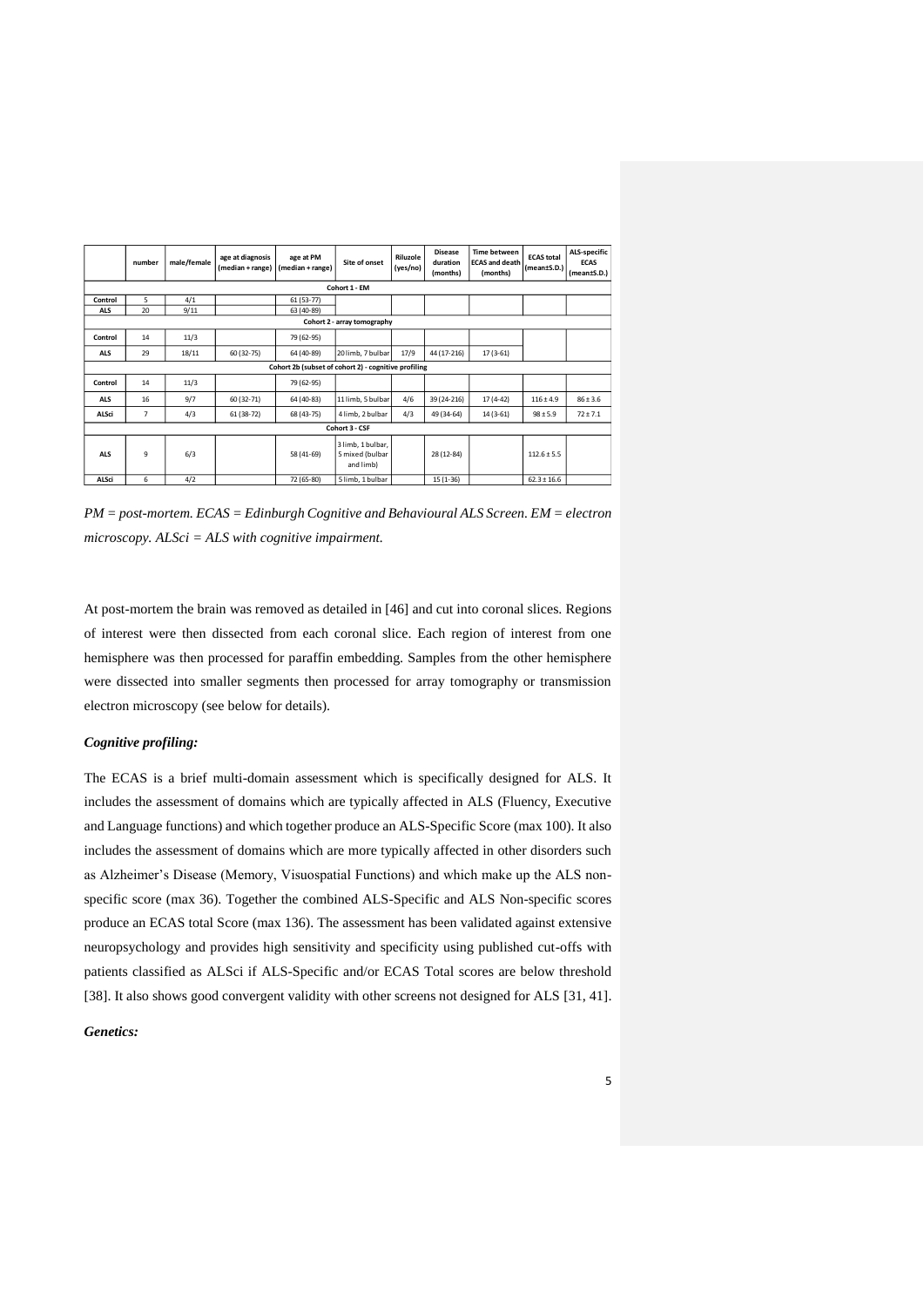|  | number | male/female | age at diagnosis (median + range) | age at PM (median + range) | Site of onset | Riluzole (yes/no) | Disease duration (months) | Time between ECAS and death (months) | ECAS total (mean±S.D.) | ALS-specific ECAS (mean±S.D.) |
|---|---|---|---|---|---|---|---|---|---|---|
| **Cohort 1 - EM** | | | | | | | | | | |
| **Control** | 5 | 4/1 | | 61 (53-77) | | | | | | |
| **ALS** | 20 | 9/11 | | 63 (40-89) | | | | | | |
| **Cohort 2 - array tomography** | | | | | | | | | | |
| **Control** | 14 | 11/3 | | 79 (62-95) | | | | | | |
| **ALS** | 29 | 18/11 | 60 (32-75) | 64 (40-89) | 20 limb, 7 bulbar | 17/9 | 44 (17-216) | 17 (3-61) | | |
| **Cohort 2b (subset of cohort 2) - cognitive profiling** | | | | | | | | | | |
| **Control** | 14 | 11/3 | | 79 (62-95) | | | | | | |
| **ALS** | 16 | 9/7 | 60 (32-71) | 64 (40-83) | 11 limb, 5 bulbar | 4/6 | 39 (24-216) | 17 (4-42) | 116 ± 4.9 | 86 ± 3.6 |
| **ALSci** | 7 | 4/3 | 61 (38-72) | 68 (43-75) | 4 limb, 2 bulbar | 4/3 | 49 (34-64) | 14 (3-61) | 98 ± 5.9 | 72 ± 7.1 |
| **Cohort 3 - CSF** | | | | | | | | | | |
| **ALS** | 9 | 6/3 | | 58 (41-69) | 3 limb, 1 bulbar, 5 mixed (bulbar and limb) | | 28 (12-84) | | 112.6 ± 5.5 | |
| **ALSci** | 6 | 4/2 | | 72 (65-80) | 5 limb, 1 bulbar | | 15 (1-36) | | 62.3 ± 16.6 | |

*PM = post-mortem. ECAS = Edinburgh Cognitive and Behavioural ALS Screen. EM = electron microscopy. ALSci = ALS with cognitive impairment.*

At post-mortem the brain was removed as detailed in [46] and cut into coronal slices. Regions of interest were then dissected from each coronal slice. Each region of interest from one hemisphere was then processed for paraffin embedding. Samples from the other hemisphere were dissected into smaller segments then processed for array tomography or transmission electron microscopy (see below for details).

### *Cognitive profiling:*

The ECAS is a brief multi-domain assessment which is specifically designed for ALS. It includes the assessment of domains which are typically affected in ALS (Fluency, Executive and Language functions) and which together produce an ALS-Specific Score (max 100). It also includes the assessment of domains which are more typically affected in other disorders such as Alzheimer's Disease (Memory, Visuospatial Functions) and which make up the ALS non-specific score (max 36). Together the combined ALS-Specific and ALS Non-specific scores produce an ECAS total Score (max 136). The assessment has been validated against extensive neuropsychology and provides high sensitivity and specificity using published cut-offs with patients classified as ALSci if ALS-Specific and/or ECAS Total scores are below threshold [38]. It also shows good convergent validity with other screens not designed for ALS [31, 41].

### *Genetics:*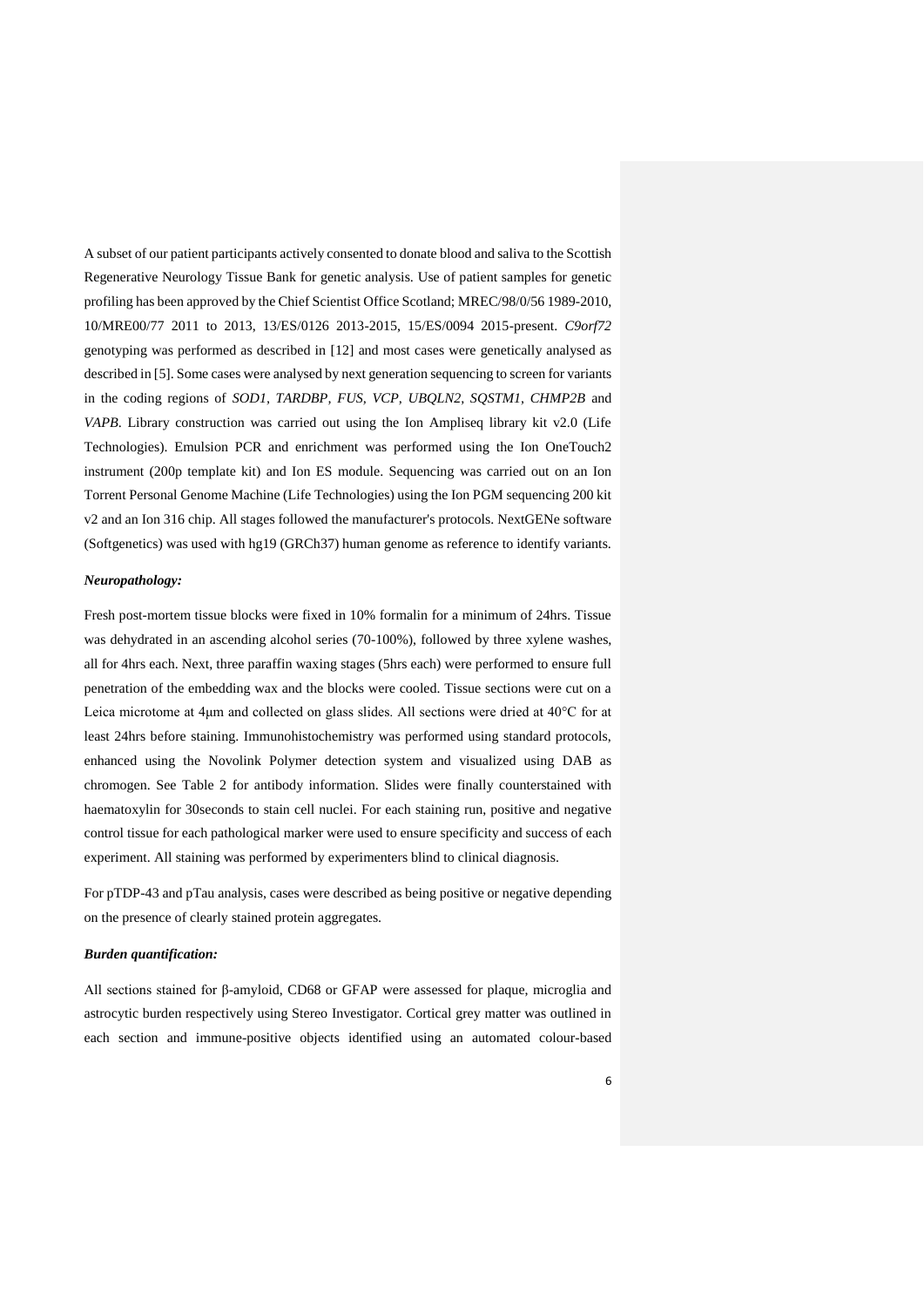A subset of our patient participants actively consented to donate blood and saliva to the Scottish Regenerative Neurology Tissue Bank for genetic analysis. Use of patient samples for genetic profiling has been approved by the Chief Scientist Office Scotland; MREC/98/0/56 1989-2010, 10/MRE00/77 2011 to 2013, 13/ES/0126 2013-2015, 15/ES/0094 2015-present. *C9orf72* genotyping was performed as described in [12] and most cases were genetically analysed as described in [5]. Some cases were analysed by next generation sequencing to screen for variants in the coding regions of *SOD1, TARDBP, FUS, VCP, UBQLN2, SQSTM1, CHMP2B* and *VAPB*. Library construction was carried out using the Ion Ampliseq library kit v2.0 (Life Technologies). Emulsion PCR and enrichment was performed using the Ion OneTouch2 instrument (200p template kit) and Ion ES module. Sequencing was carried out on an Ion Torrent Personal Genome Machine (Life Technologies) using the Ion PGM sequencing 200 kit v2 and an Ion 316 chip. All stages followed the manufacturer's protocols. NextGENe software (Softgenetics) was used with hg19 (GRCh37) human genome as reference to identify variants.

***Neuropathology:***

Fresh post-mortem tissue blocks were fixed in 10% formalin for a minimum of 24hrs. Tissue was dehydrated in an ascending alcohol series (70-100%), followed by three xylene washes, all for 4hrs each. Next, three paraffin waxing stages (5hrs each) were performed to ensure full penetration of the embedding wax and the blocks were cooled. Tissue sections were cut on a Leica microtome at 4μm and collected on glass slides. All sections were dried at 40°C for at least 24hrs before staining. Immunohistochemistry was performed using standard protocols, enhanced using the Novolink Polymer detection system and visualized using DAB as chromogen. See Table 2 for antibody information. Slides were finally counterstained with haematoxylin for 30seconds to stain cell nuclei. For each staining run, positive and negative control tissue for each pathological marker were used to ensure specificity and success of each experiment. All staining was performed by experimenters blind to clinical diagnosis.

For pTDP-43 and pTau analysis, cases were described as being positive or negative depending on the presence of clearly stained protein aggregates.

***Burden quantification:***

All sections stained for β-amyloid, CD68 or GFAP were assessed for plaque, microglia and astrocytic burden respectively using Stereo Investigator. Cortical grey matter was outlined in each section and immune-positive objects identified using an automated colour-based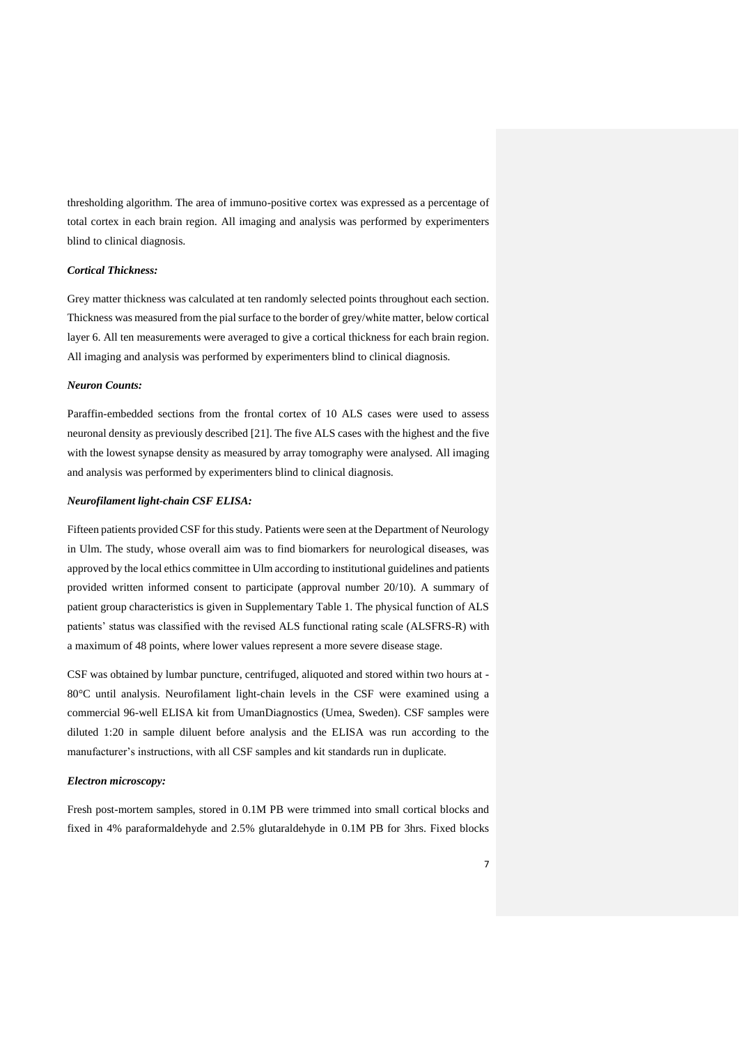thresholding algorithm. The area of immuno-positive cortex was expressed as a percentage of total cortex in each brain region. All imaging and analysis was performed by experimenters blind to clinical diagnosis.

### *Cortical Thickness:*

Grey matter thickness was calculated at ten randomly selected points throughout each section. Thickness was measured from the pial surface to the border of grey/white matter, below cortical layer 6. All ten measurements were averaged to give a cortical thickness for each brain region. All imaging and analysis was performed by experimenters blind to clinical diagnosis.

### *Neuron Counts:*

Paraffin-embedded sections from the frontal cortex of 10 ALS cases were used to assess neuronal density as previously described [21]. The five ALS cases with the highest and the five with the lowest synapse density as measured by array tomography were analysed. All imaging and analysis was performed by experimenters blind to clinical diagnosis.

### *Neurofilament light-chain CSF ELISA:*

Fifteen patients provided CSF for this study. Patients were seen at the Department of Neurology in Ulm. The study, whose overall aim was to find biomarkers for neurological diseases, was approved by the local ethics committee in Ulm according to institutional guidelines and patients provided written informed consent to participate (approval number 20/10). A summary of patient group characteristics is given in Supplementary Table 1. The physical function of ALS patients' status was classified with the revised ALS functional rating scale (ALSFRS-R) with a maximum of 48 points, where lower values represent a more severe disease stage.

CSF was obtained by lumbar puncture, centrifuged, aliquoted and stored within two hours at -80°C until analysis. Neurofilament light-chain levels in the CSF were examined using a commercial 96-well ELISA kit from UmanDiagnostics (Umea, Sweden). CSF samples were diluted 1:20 in sample diluent before analysis and the ELISA was run according to the manufacturer's instructions, with all CSF samples and kit standards run in duplicate.

### *Electron microscopy:*

Fresh post-mortem samples, stored in 0.1M PB were trimmed into small cortical blocks and fixed in 4% paraformaldehyde and 2.5% glutaraldehyde in 0.1M PB for 3hrs. Fixed blocks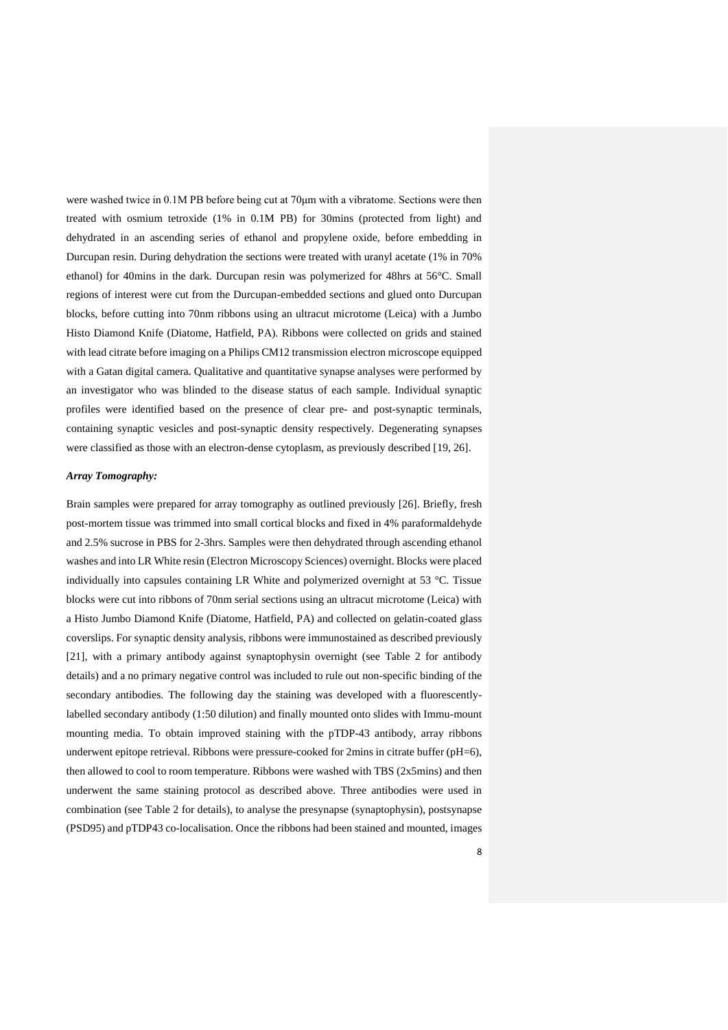were washed twice in 0.1M PB before being cut at 70µm with a vibratome. Sections were then treated with osmium tetroxide (1% in 0.1M PB) for 30mins (protected from light) and dehydrated in an ascending series of ethanol and propylene oxide, before embedding in Durcupan resin. During dehydration the sections were treated with uranyl acetate (1% in 70% ethanol) for 40mins in the dark. Durcupan resin was polymerized for 48hrs at 56°C. Small regions of interest were cut from the Durcupan-embedded sections and glued onto Durcupan blocks, before cutting into 70nm ribbons using an ultracut microtome (Leica) with a Jumbo Histo Diamond Knife (Diatome, Hatfield, PA). Ribbons were collected on grids and stained with lead citrate before imaging on a Philips CM12 transmission electron microscope equipped with a Gatan digital camera. Qualitative and quantitative synapse analyses were performed by an investigator who was blinded to the disease status of each sample. Individual synaptic profiles were identified based on the presence of clear pre- and post-synaptic terminals, containing synaptic vesicles and post-synaptic density respectively. Degenerating synapses were classified as those with an electron-dense cytoplasm, as previously described [19, 26].

***Array Tomography:***

Brain samples were prepared for array tomography as outlined previously [26]. Briefly, fresh post-mortem tissue was trimmed into small cortical blocks and fixed in 4% paraformaldehyde and 2.5% sucrose in PBS for 2-3hrs. Samples were then dehydrated through ascending ethanol washes and into LR White resin (Electron Microscopy Sciences) overnight. Blocks were placed individually into capsules containing LR White and polymerized overnight at 53 °C. Tissue blocks were cut into ribbons of 70nm serial sections using an ultracut microtome (Leica) with a Histo Jumbo Diamond Knife (Diatome, Hatfield, PA) and collected on gelatin-coated glass coverslips. For synaptic density analysis, ribbons were immunostained as described previously [21], with a primary antibody against synaptophysin overnight (see Table 2 for antibody details) and a no primary negative control was included to rule out non-specific binding of the secondary antibodies. The following day the staining was developed with a fluorescently-labelled secondary antibody (1:50 dilution) and finally mounted onto slides with Immu-mount mounting media. To obtain improved staining with the pTDP-43 antibody, array ribbons underwent epitope retrieval. Ribbons were pressure-cooked for 2mins in citrate buffer (pH=6), then allowed to cool to room temperature. Ribbons were washed with TBS (2x5mins) and then underwent the same staining protocol as described above. Three antibodies were used in combination (see Table 2 for details), to analyse the presynapse (synaptophysin), postsynapse (PSD95) and pTDP43 co-localisation. Once the ribbons had been stained and mounted, images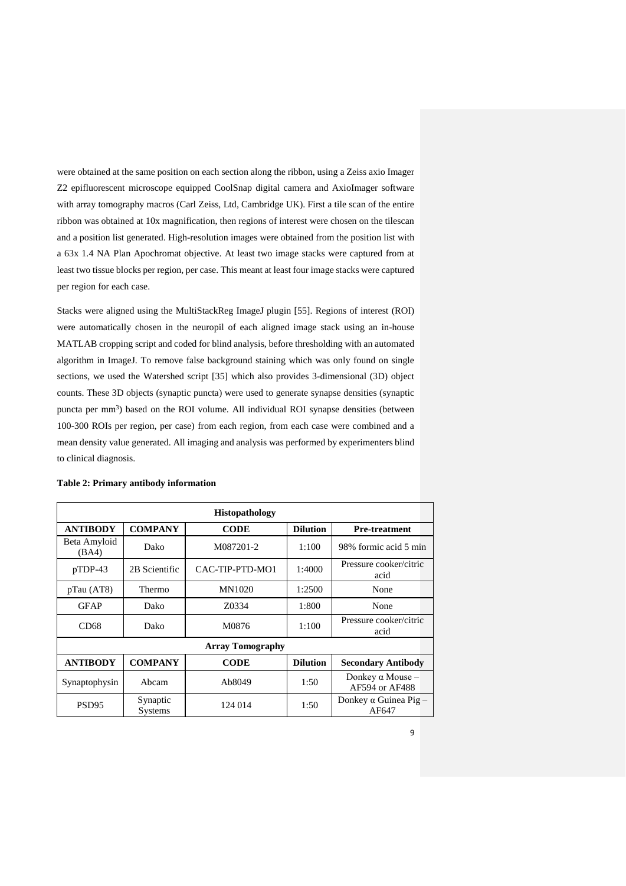were obtained at the same position on each section along the ribbon, using a Zeiss axio Imager Z2 epifluorescent microscope equipped CoolSnap digital camera and AxioImager software with array tomography macros (Carl Zeiss, Ltd, Cambridge UK). First a tile scan of the entire ribbon was obtained at 10x magnification, then regions of interest were chosen on the tilescan and a position list generated. High-resolution images were obtained from the position list with a 63x 1.4 NA Plan Apochromat objective. At least two image stacks were captured from at least two tissue blocks per region, per case. This meant at least four image stacks were captured per region for each case.

Stacks were aligned using the MultiStackReg ImageJ plugin [55]. Regions of interest (ROI) were automatically chosen in the neuropil of each aligned image stack using an in-house MATLAB cropping script and coded for blind analysis, before thresholding with an automated algorithm in ImageJ. To remove false background staining which was only found on single sections, we used the Watershed script [35] which also provides 3-dimensional (3D) object counts. These 3D objects (synaptic puncta) were used to generate synapse densities (synaptic puncta per mm$^3$) based on the ROI volume. All individual ROI synapse densities (between 100-300 ROIs per region, per case) from each region, from each case were combined and a mean density value generated. All imaging and analysis was performed by experimenters blind to clinical diagnosis.

**Table 2: Primary antibody information**

| **Histopathology** | | | | |
|---|---|---|---|---|
| **ANTIBODY** | **COMPANY** | **CODE** | **Dilution** | **Pre-treatment** |
| Beta Amyloid (BA4) | Dako | M087201-2 | 1:100 | 98% formic acid 5 min |
| pTDP-43 | 2B Scientific | CAC-TIP-PTD-MO1 | 1:4000 | Pressure cooker/citric acid |
| pTau (AT8) | Thermo | MN1020 | 1:2500 | None |
| GFAP | Dako | Z0334 | 1:800 | None |
| CD68 | Dako | M0876 | 1:100 | Pressure cooker/citric acid |
| **Array Tomography** | | | | |
| **ANTIBODY** | **COMPANY** | **CODE** | **Dilution** | **Secondary Antibody** |
| Synaptophysin | Abcam | Ab8049 | 1:50 | Donkey α Mouse – AF594 or AF488 |
| PSD95 | Synaptic Systems | 124 014 | 1:50 | Donkey α Guinea Pig – AF647 |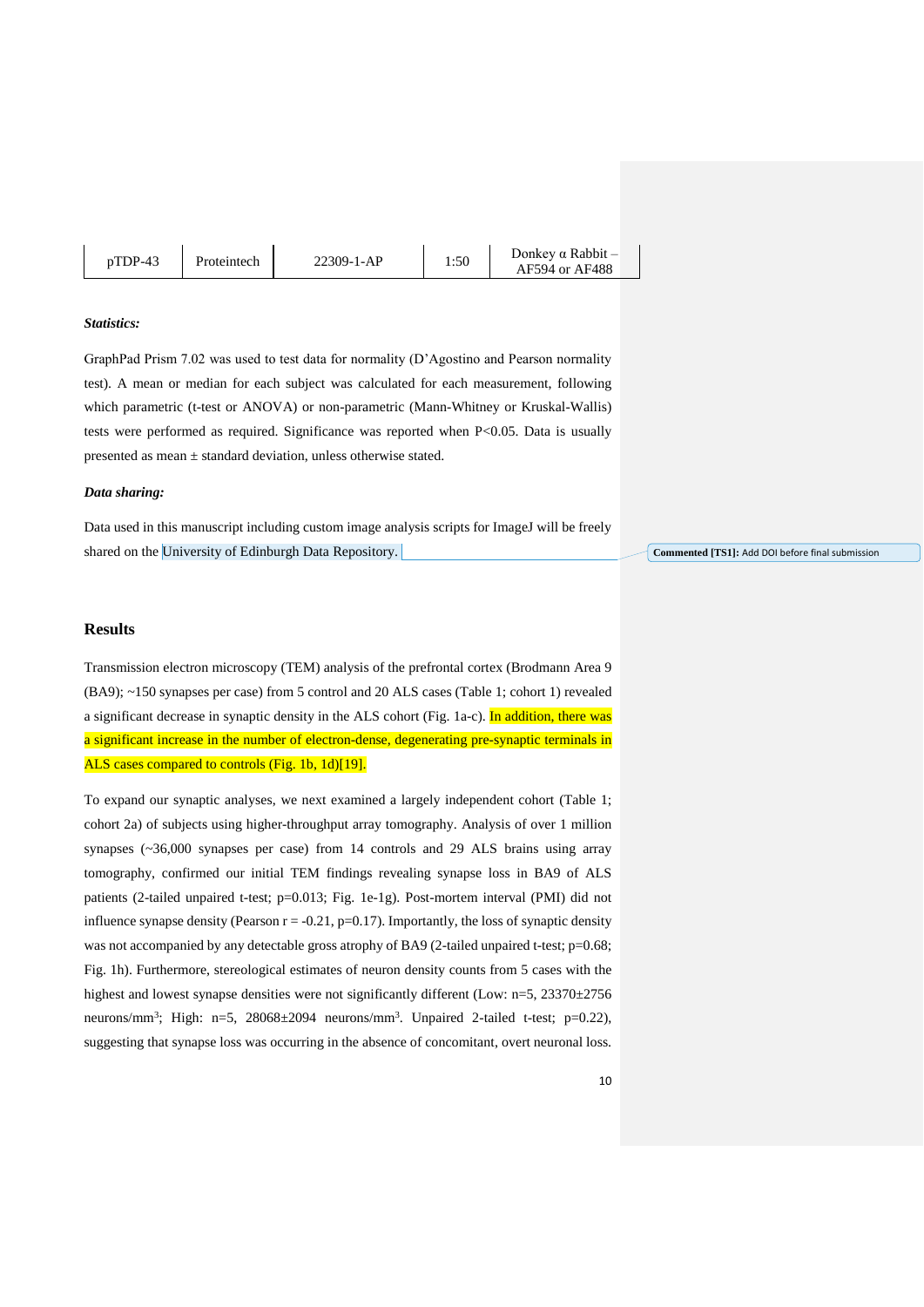| pTDP-43 | Proteintech | 22309-1-AP | 1:50 | Donkey α Rabbit – AF594 or AF488 |
|---|---|---|---|---|

***Statistics:***

GraphPad Prism 7.02 was used to test data for normality (D'Agostino and Pearson normality test). A mean or median for each subject was calculated for each measurement, following which parametric (t-test or ANOVA) or non-parametric (Mann-Whitney or Kruskal-Wallis) tests were performed as required. Significance was reported when $P<0.05$. Data is usually presented as mean ± standard deviation, unless otherwise stated.

***Data sharing:***

Data used in this manuscript including custom image analysis scripts for ImageJ will be freely shared on the University of Edinburgh Data Repository.

**Commented [TS1]:** Add DOI before final submission

## Results

Transmission electron microscopy (TEM) analysis of the prefrontal cortex (Brodmann Area 9 (BA9); ~150 synapses per case) from 5 control and 20 ALS cases (Table 1; cohort 1) revealed a significant decrease in synaptic density in the ALS cohort (Fig. 1a-c). In addition, there was a significant increase in the number of electron-dense, degenerating pre-synaptic terminals in ALS cases compared to controls (Fig. 1b, 1d)[19].

To expand our synaptic analyses, we next examined a largely independent cohort (Table 1; cohort 2a) of subjects using higher-throughput array tomography. Analysis of over 1 million synapses (~36,000 synapses per case) from 14 controls and 29 ALS brains using array tomography, confirmed our initial TEM findings revealing synapse loss in BA9 of ALS patients (2-tailed unpaired t-test; $p=0.013$; Fig. 1e-1g). Post-mortem interval (PMI) did not influence synapse density (Pearson $r = -0.21$, $p=0.17$). Importantly, the loss of synaptic density was not accompanied by any detectable gross atrophy of BA9 (2-tailed unpaired t-test; $p=0.68$; Fig. 1h). Furthermore, stereological estimates of neuron density counts from 5 cases with the highest and lowest synapse densities were not significantly different (Low: n=5, 23370±2756 neurons/$mm^3$; High: n=5, 28068±2094 neurons/$mm^3$. Unpaired 2-tailed t-test; $p=0.22$), suggesting that synapse loss was occurring in the absence of concomitant, overt neuronal loss.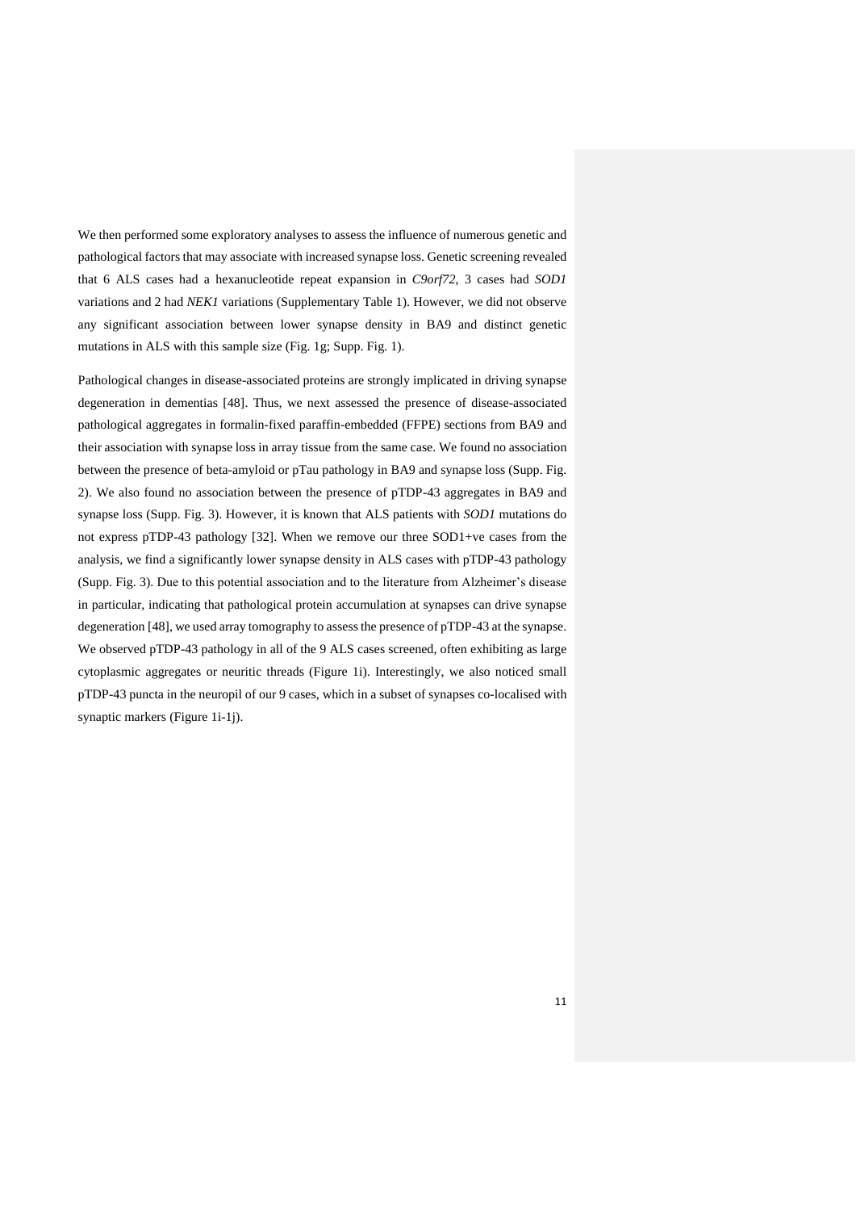We then performed some exploratory analyses to assess the influence of numerous genetic and pathological factors that may associate with increased synapse loss. Genetic screening revealed that 6 ALS cases had a hexanucleotide repeat expansion in *C9orf72*, 3 cases had *SOD1* variations and 2 had *NEK1* variations (Supplementary Table 1). However, we did not observe any significant association between lower synapse density in BA9 and distinct genetic mutations in ALS with this sample size (Fig. 1g; Supp. Fig. 1).

Pathological changes in disease-associated proteins are strongly implicated in driving synapse degeneration in dementias [48]. Thus, we next assessed the presence of disease-associated pathological aggregates in formalin-fixed paraffin-embedded (FFPE) sections from BA9 and their association with synapse loss in array tissue from the same case. We found no association between the presence of beta-amyloid or pTau pathology in BA9 and synapse loss (Supp. Fig. 2). We also found no association between the presence of pTDP-43 aggregates in BA9 and synapse loss (Supp. Fig. 3). However, it is known that ALS patients with *SOD1* mutations do not express pTDP-43 pathology [32]. When we remove our three SOD1+ve cases from the analysis, we find a significantly lower synapse density in ALS cases with pTDP-43 pathology (Supp. Fig. 3). Due to this potential association and to the literature from Alzheimer's disease in particular, indicating that pathological protein accumulation at synapses can drive synapse degeneration [48], we used array tomography to assess the presence of pTDP-43 at the synapse. We observed pTDP-43 pathology in all of the 9 ALS cases screened, often exhibiting as large cytoplasmic aggregates or neuritic threads (Figure 1i). Interestingly, we also noticed small pTDP-43 puncta in the neuropil of our 9 cases, which in a subset of synapses co-localised with synaptic markers (Figure 1i-1j).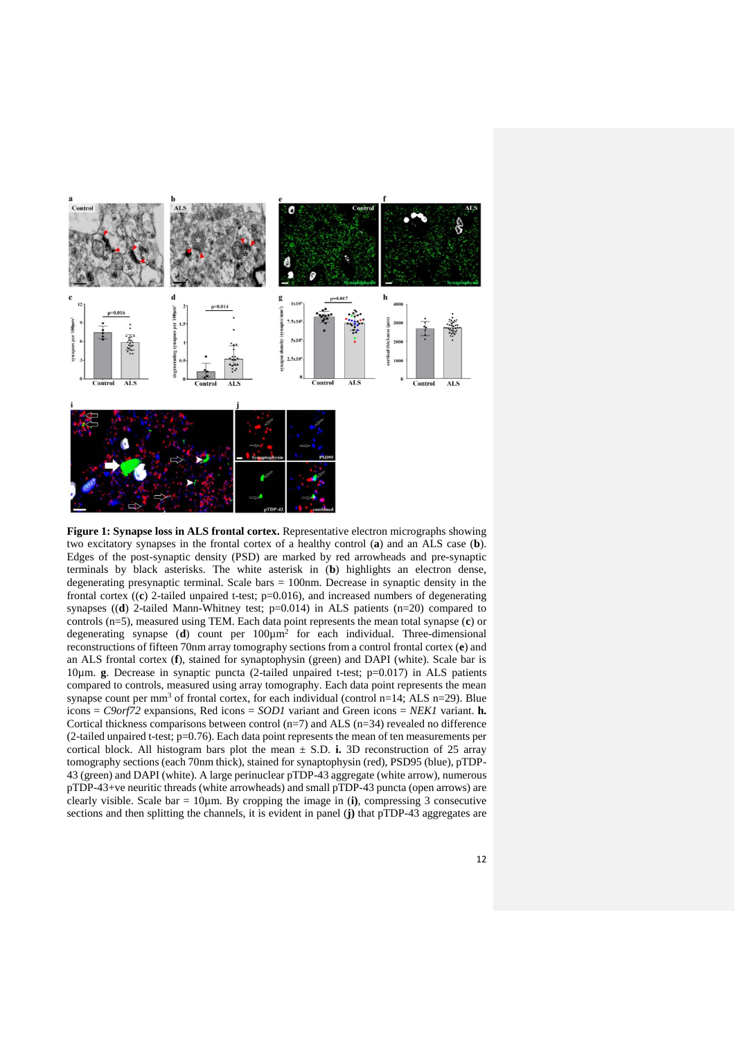**Figure 1: Synapse loss in ALS frontal cortex.** Representative electron micrographs showing two excitatory synapses in the frontal cortex of a healthy control (**a**) and an ALS case (**b**). Edges of the post-synaptic density (PSD) are marked by red arrowheads and pre-synaptic terminals by black asterisks. The white asterisk in (**b**) highlights an electron dense, degenerating presynaptic terminal. Scale bars = 100nm. Decrease in synaptic density in the frontal cortex ((**c**) 2-tailed unpaired t-test; p=0.016), and increased numbers of degenerating synapses ((**d**) 2-tailed Mann-Whitney test; p=0.014) in ALS patients (n=20) compared to controls (n=5), measured using TEM. Each data point represents the mean total synapse (**c**) or degenerating synapse (**d**) count per 100µm$^2$ for each individual. Three-dimensional reconstructions of fifteen 70nm array tomography sections from a control frontal cortex (**e**) and an ALS frontal cortex (**f**), stained for synaptophysin (green) and DAPI (white). Scale bar is 10µm. **g**. Decrease in synaptic puncta (2-tailed unpaired t-test; p=0.017) in ALS patients compared to controls, measured using array tomography. Each data point represents the mean synapse count per mm$^3$ of frontal cortex, for each individual (control n=14; ALS n=29). Blue icons = *C9orf72* expansions, Red icons = *SOD1* variant and Green icons = *NEK1* variant. **h.** Cortical thickness comparisons between control (n=7) and ALS (n=34) revealed no difference (2-tailed unpaired t-test; p=0.76). Each data point represents the mean of ten measurements per cortical block. All histogram bars plot the mean ± S.D. **i.** 3D reconstruction of 25 array tomography sections (each 70nm thick), stained for synaptophysin (red), PSD95 (blue), pTDP-43 (green) and DAPI (white). A large perinuclear pTDP-43 aggregate (white arrow), numerous pTDP-43+ve neuritic threads (white arrowheads) and small pTDP-43 puncta (open arrows) are clearly visible. Scale bar = 10µm. By cropping the image in (**i**), compressing 3 consecutive sections and then splitting the channels, it is evident in panel (**j**) that pTDP-43 aggregates are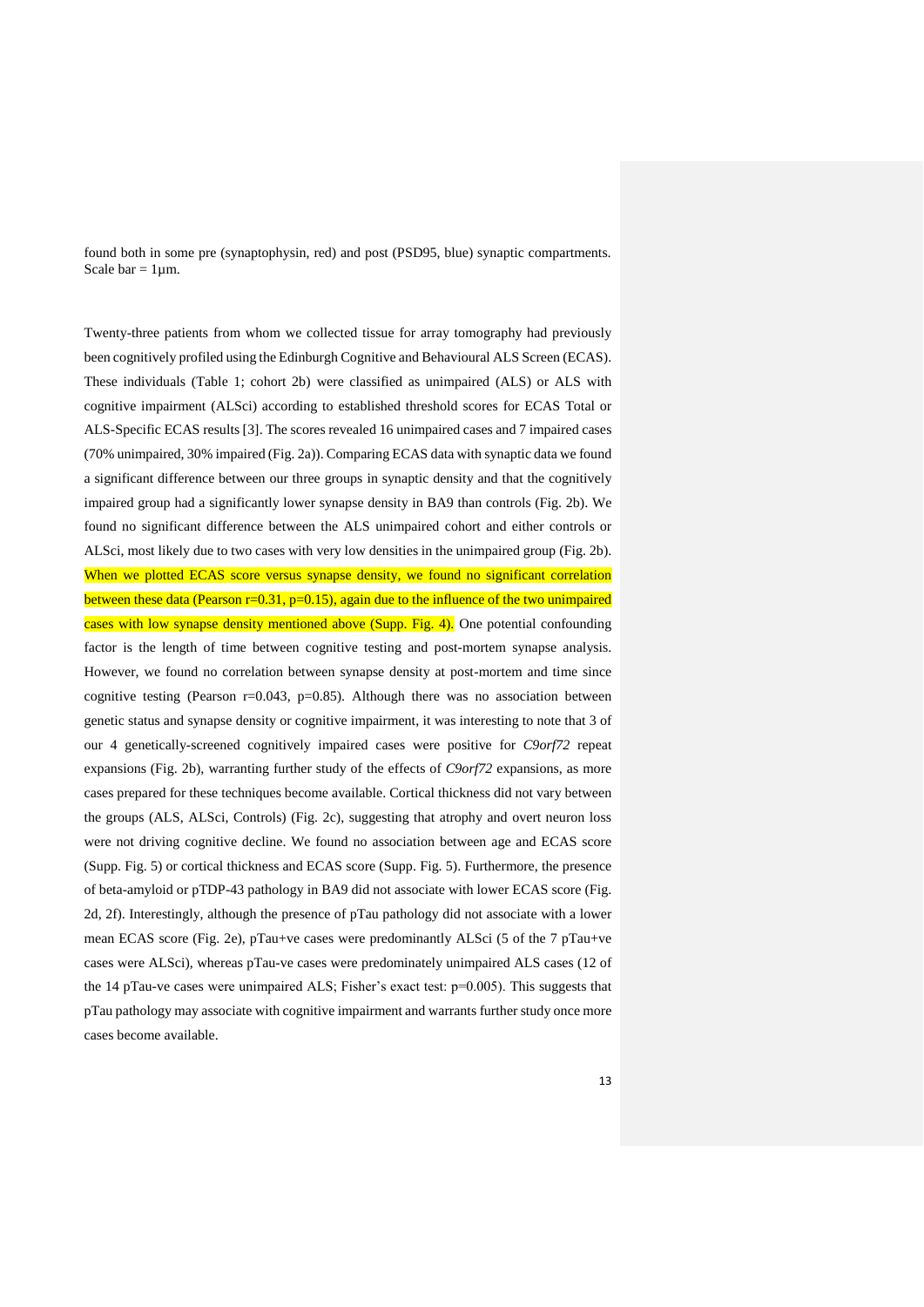found both in some pre (synaptophysin, red) and post (PSD95, blue) synaptic compartments. Scale bar = 1µm.

Twenty-three patients from whom we collected tissue for array tomography had previously been cognitively profiled using the Edinburgh Cognitive and Behavioural ALS Screen (ECAS). These individuals (Table 1; cohort 2b) were classified as unimpaired (ALS) or ALS with cognitive impairment (ALSci) according to established threshold scores for ECAS Total or ALS-Specific ECAS results [3]. The scores revealed 16 unimpaired cases and 7 impaired cases (70% unimpaired, 30% impaired (Fig. 2a)). Comparing ECAS data with synaptic data we found a significant difference between our three groups in synaptic density and that the cognitively impaired group had a significantly lower synapse density in BA9 than controls (Fig. 2b). We found no significant difference between the ALS unimpaired cohort and either controls or ALSci, most likely due to two cases with very low densities in the unimpaired group (Fig. 2b). When we plotted ECAS score versus synapse density, we found no significant correlation between these data (Pearson $r=0.31$, $p=0.15$), again due to the influence of the two unimpaired cases with low synapse density mentioned above (Supp. Fig. 4). One potential confounding factor is the length of time between cognitive testing and post-mortem synapse analysis. However, we found no correlation between synapse density at post-mortem and time since cognitive testing (Pearson $r=0.043$, $p=0.85$). Although there was no association between genetic status and synapse density or cognitive impairment, it was interesting to note that 3 of our 4 genetically-screened cognitively impaired cases were positive for *C9orf72* repeat expansions (Fig. 2b), warranting further study of the effects of *C9orf72* expansions, as more cases prepared for these techniques become available. Cortical thickness did not vary between the groups (ALS, ALSci, Controls) (Fig. 2c), suggesting that atrophy and overt neuron loss were not driving cognitive decline. We found no association between age and ECAS score (Supp. Fig. 5) or cortical thickness and ECAS score (Supp. Fig. 5). Furthermore, the presence of beta-amyloid or pTDP-43 pathology in BA9 did not associate with lower ECAS score (Fig. 2d, 2f). Interestingly, although the presence of pTau pathology did not associate with a lower mean ECAS score (Fig. 2e), pTau+ve cases were predominantly ALSci (5 of the 7 pTau+ve cases were ALSci), whereas pTau-ve cases were predominately unimpaired ALS cases (12 of the 14 pTau-ve cases were unimpaired ALS; Fisher's exact test: $p=0.005$). This suggests that pTau pathology may associate with cognitive impairment and warrants further study once more cases become available.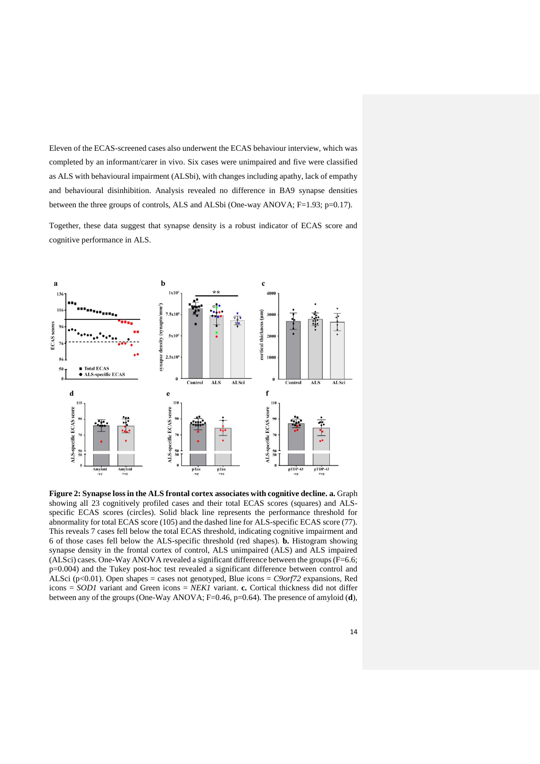Eleven of the ECAS-screened cases also underwent the ECAS behaviour interview, which was completed by an informant/carer in vivo. Six cases were unimpaired and five were classified as ALS with behavioural impairment (ALSbi), with changes including apathy, lack of empathy and behavioural disinhibition. Analysis revealed no difference in BA9 synapse densities between the three groups of controls, ALS and ALSbi (One-way ANOVA; F=1.93; p=0.17).

Together, these data suggest that synapse density is a robust indicator of ECAS score and cognitive performance in ALS.

**Figure 2: Synapse loss in the ALS frontal cortex associates with cognitive decline. a.** Graph showing all 23 cognitively profiled cases and their total ECAS scores (squares) and ALS-specific ECAS scores (circles). Solid black line represents the performance threshold for abnormality for total ECAS score (105) and the dashed line for ALS-specific ECAS score (77). This reveals 7 cases fell below the total ECAS threshold, indicating cognitive impairment and 6 of those cases fell below the ALS-specific threshold (red shapes). **b.** Histogram showing synapse density in the frontal cortex of control, ALS unimpaired (ALS) and ALS impaired (ALSci) cases. One-Way ANOVA revealed a significant difference between the groups (F=6.6; p=0.004) and the Tukey post-hoc test revealed a significant difference between control and ALSci (p<0.01). Open shapes = cases not genotyped, Blue icons = *C9orf72* expansions, Red icons = *SOD1* variant and Green icons = *NEK1* variant. **c.** Cortical thickness did not differ between any of the groups (One-Way ANOVA; F=0.46, p=0.64). The presence of amyloid (**d**),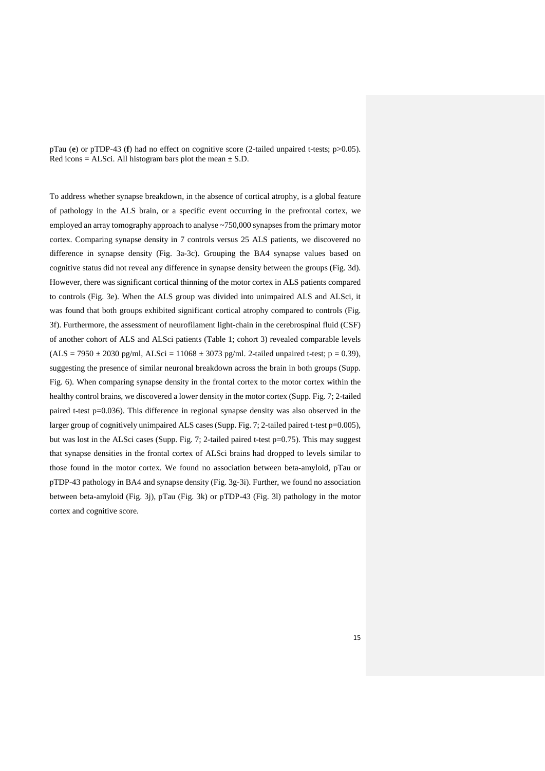pTau (**e**) or pTDP-43 (**f**) had no effect on cognitive score (2-tailed unpaired t-tests; $p>0.05$). Red icons = ALSci. All histogram bars plot the mean ± S.D.

To address whether synapse breakdown, in the absence of cortical atrophy, is a global feature of pathology in the ALS brain, or a specific event occurring in the prefrontal cortex, we employed an array tomography approach to analyse ~750,000 synapses from the primary motor cortex. Comparing synapse density in 7 controls versus 25 ALS patients, we discovered no difference in synapse density (Fig. 3a-3c). Grouping the BA4 synapse values based on cognitive status did not reveal any difference in synapse density between the groups (Fig. 3d). However, there was significant cortical thinning of the motor cortex in ALS patients compared to controls (Fig. 3e). When the ALS group was divided into unimpaired ALS and ALSci, it was found that both groups exhibited significant cortical atrophy compared to controls (Fig. 3f). Furthermore, the assessment of neurofilament light-chain in the cerebrospinal fluid (CSF) of another cohort of ALS and ALSci patients (Table 1; cohort 3) revealed comparable levels (ALS = 7950 ± 2030 pg/ml, ALSci = 11068 ± 3073 pg/ml. 2-tailed unpaired t-test; $p = 0.39$), suggesting the presence of similar neuronal breakdown across the brain in both groups (Supp. Fig. 6). When comparing synapse density in the frontal cortex to the motor cortex within the healthy control brains, we discovered a lower density in the motor cortex (Supp. Fig. 7; 2-tailed paired t-test $p=0.036$). This difference in regional synapse density was also observed in the larger group of cognitively unimpaired ALS cases (Supp. Fig. 7; 2-tailed paired t-test $p=0.005$), but was lost in the ALSci cases (Supp. Fig. 7; 2-tailed paired t-test $p=0.75$). This may suggest that synapse densities in the frontal cortex of ALSci brains had dropped to levels similar to those found in the motor cortex. We found no association between beta-amyloid, pTau or pTDP-43 pathology in BA4 and synapse density (Fig. 3g-3i). Further, we found no association between beta-amyloid (Fig. 3j), pTau (Fig. 3k) or pTDP-43 (Fig. 3l) pathology in the motor cortex and cognitive score.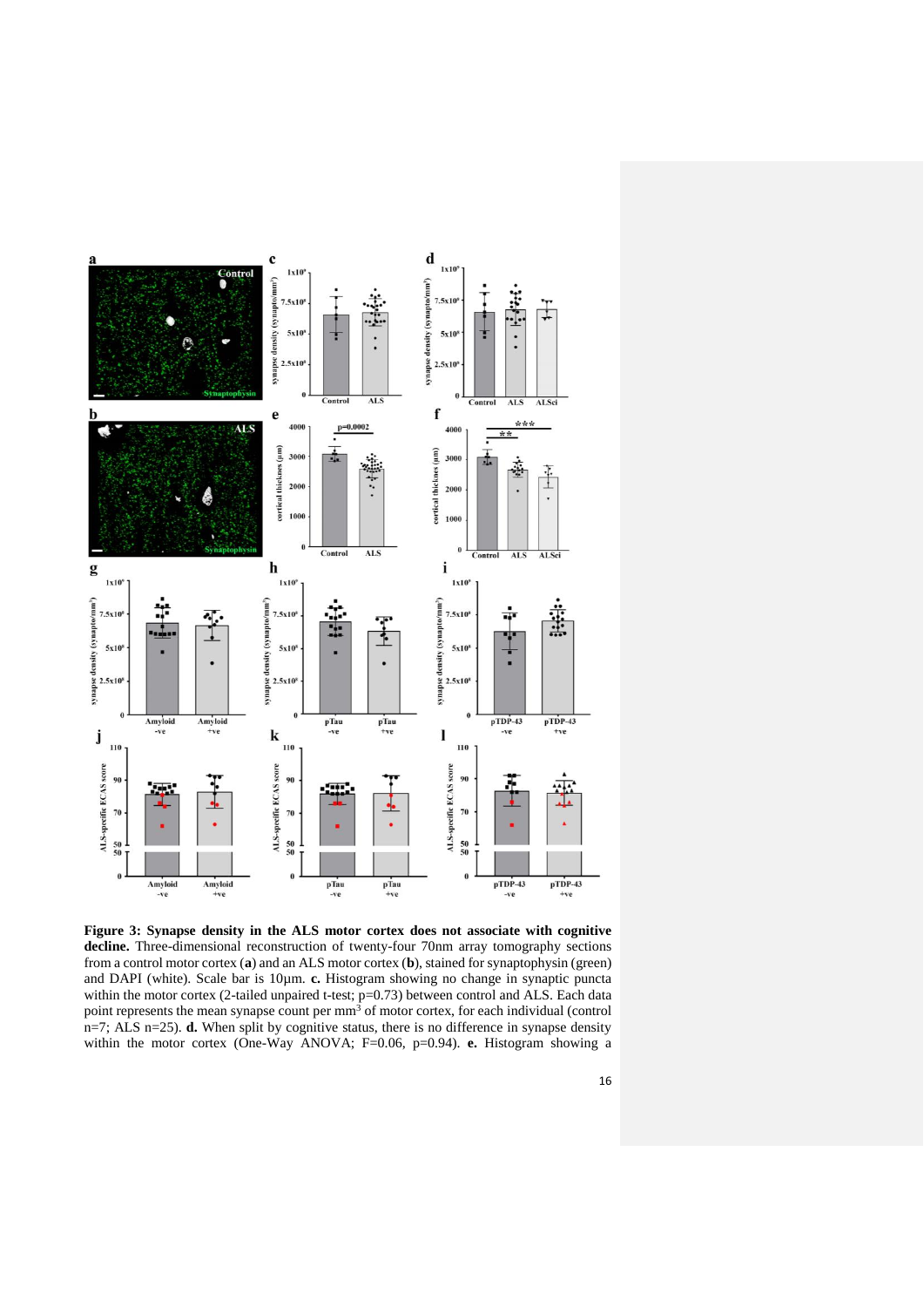**Figure 3: Synapse density in the ALS motor cortex does not associate with cognitive decline.** Three-dimensional reconstruction of twenty-four 70nm array tomography sections from a control motor cortex (**a**) and an ALS motor cortex (**b**), stained for synaptophysin (green) and DAPI (white). Scale bar is 10µm. **c.** Histogram showing no change in synaptic puncta within the motor cortex (2-tailed unpaired t-test; p=0.73) between control and ALS. Each data point represents the mean synapse count per mm$^3$ of motor cortex, for each individual (control n=7; ALS n=25). **d.** When split by cognitive status, there is no difference in synapse density within the motor cortex (One-Way ANOVA; F=0.06, p=0.94). **e.** Histogram showing a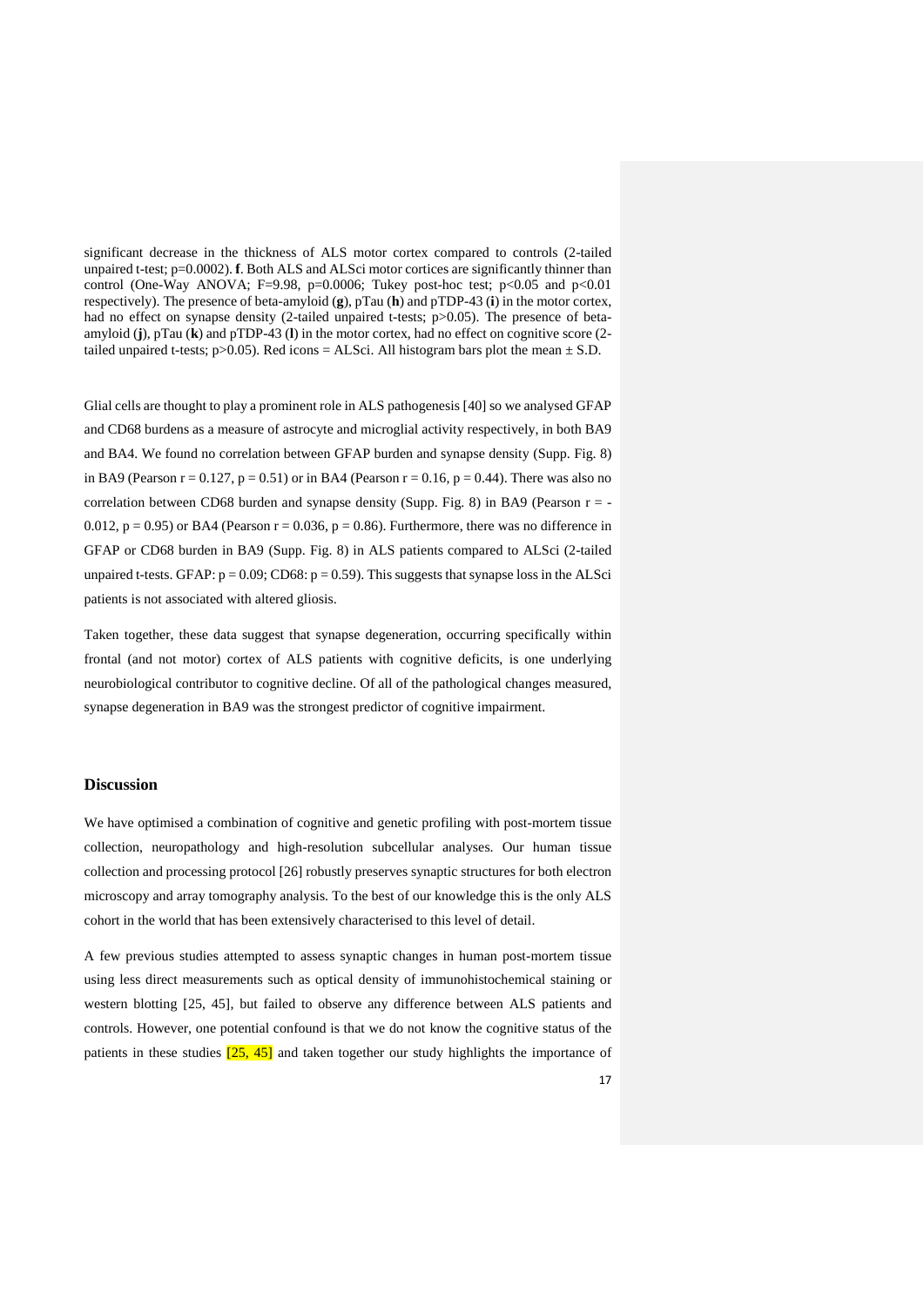significant decrease in the thickness of ALS motor cortex compared to controls (2-tailed unpaired t-test; $p=0.0002$). **f**. Both ALS and ALSci motor cortices are significantly thinner than control (One-Way ANOVA; $F=9.98$, $p=0.0006$; Tukey post-hoc test; $p<0.05$ and $p<0.01$ respectively). The presence of beta-amyloid (**g**), pTau (**h**) and pTDP-43 (**i**) in the motor cortex, had no effect on synapse density (2-tailed unpaired t-tests; $p>0.05$). The presence of beta-amyloid (**j**), pTau (**k**) and pTDP-43 (**l**) in the motor cortex, had no effect on cognitive score (2-tailed unpaired t-tests; $p>0.05$). Red icons = ALSci. All histogram bars plot the mean ± S.D.

Glial cells are thought to play a prominent role in ALS pathogenesis [40] so we analysed GFAP and CD68 burdens as a measure of astrocyte and microglial activity respectively, in both BA9 and BA4. We found no correlation between GFAP burden and synapse density (Supp. Fig. 8) in BA9 (Pearson $r = 0.127$, $p = 0.51$) or in BA4 (Pearson $r = 0.16$, $p = 0.44$). There was also no correlation between CD68 burden and synapse density (Supp. Fig. 8) in BA9 (Pearson $r = -0.012$, $p = 0.95$) or BA4 (Pearson $r = 0.036$, $p = 0.86$). Furthermore, there was no difference in GFAP or CD68 burden in BA9 (Supp. Fig. 8) in ALS patients compared to ALSci (2-tailed unpaired t-tests. GFAP: $p = 0.09$; CD68: $p = 0.59$). This suggests that synapse loss in the ALSci patients is not associated with altered gliosis.

Taken together, these data suggest that synapse degeneration, occurring specifically within frontal (and not motor) cortex of ALS patients with cognitive deficits, is one underlying neurobiological contributor to cognitive decline. Of all of the pathological changes measured, synapse degeneration in BA9 was the strongest predictor of cognitive impairment.

## Discussion

We have optimised a combination of cognitive and genetic profiling with post-mortem tissue collection, neuropathology and high-resolution subcellular analyses. Our human tissue collection and processing protocol [26] robustly preserves synaptic structures for both electron microscopy and array tomography analysis. To the best of our knowledge this is the only ALS cohort in the world that has been extensively characterised to this level of detail.

A few previous studies attempted to assess synaptic changes in human post-mortem tissue using less direct measurements such as optical density of immunohistochemical staining or western blotting [25, 45], but failed to observe any difference between ALS patients and controls. However, one potential confound is that we do not know the cognitive status of the patients in these studies [25, 45] and taken together our study highlights the importance of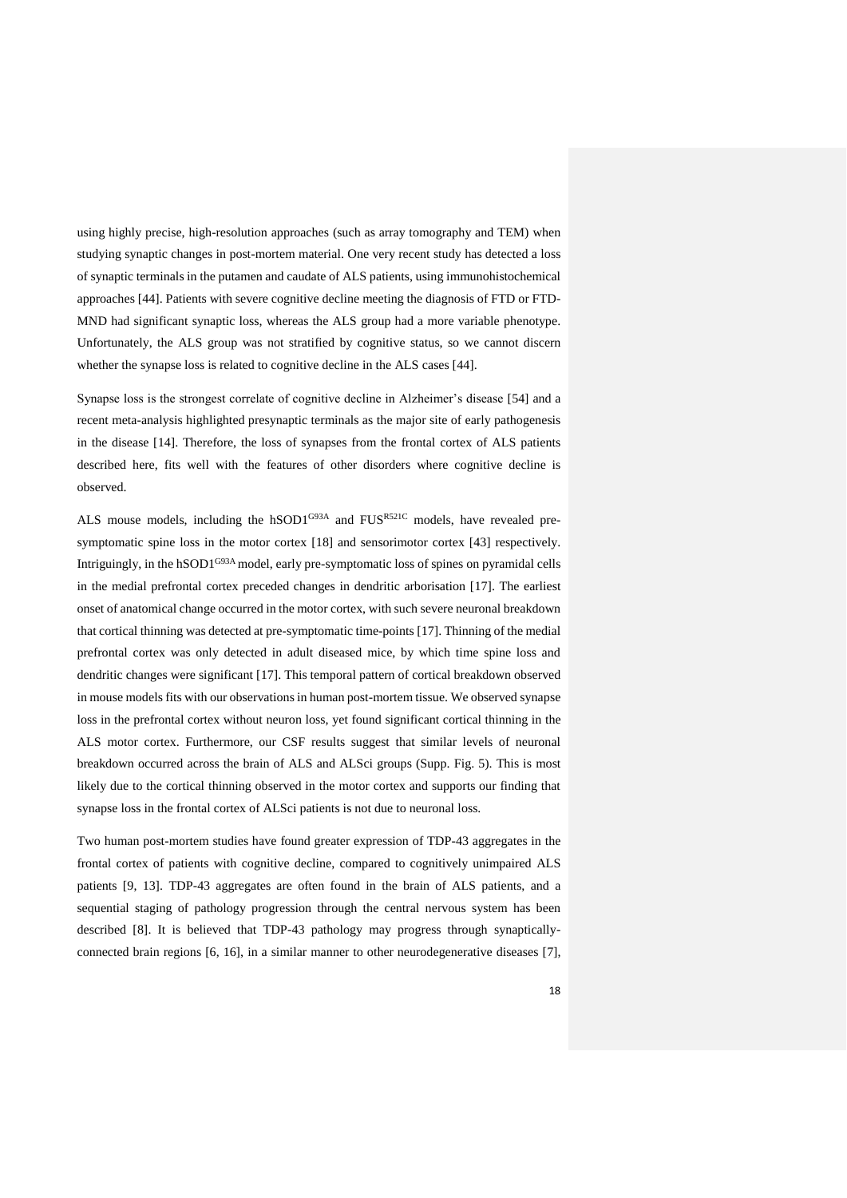using highly precise, high-resolution approaches (such as array tomography and TEM) when studying synaptic changes in post-mortem material. One very recent study has detected a loss of synaptic terminals in the putamen and caudate of ALS patients, using immunohistochemical approaches [44]. Patients with severe cognitive decline meeting the diagnosis of FTD or FTD-MND had significant synaptic loss, whereas the ALS group had a more variable phenotype. Unfortunately, the ALS group was not stratified by cognitive status, so we cannot discern whether the synapse loss is related to cognitive decline in the ALS cases [44].

Synapse loss is the strongest correlate of cognitive decline in Alzheimer's disease [54] and a recent meta-analysis highlighted presynaptic terminals as the major site of early pathogenesis in the disease [14]. Therefore, the loss of synapses from the frontal cortex of ALS patients described here, fits well with the features of other disorders where cognitive decline is observed.

ALS mouse models, including the $hSOD1^{G93A}$ and $FUS^{R521C}$ models, have revealed pre-symptomatic spine loss in the motor cortex [18] and sensorimotor cortex [43] respectively. Intriguingly, in the $hSOD1^{G93A}$ model, early pre-symptomatic loss of spines on pyramidal cells in the medial prefrontal cortex preceded changes in dendritic arborisation [17]. The earliest onset of anatomical change occurred in the motor cortex, with such severe neuronal breakdown that cortical thinning was detected at pre-symptomatic time-points [17]. Thinning of the medial prefrontal cortex was only detected in adult diseased mice, by which time spine loss and dendritic changes were significant [17]. This temporal pattern of cortical breakdown observed in mouse models fits with our observations in human post-mortem tissue. We observed synapse loss in the prefrontal cortex without neuron loss, yet found significant cortical thinning in the ALS motor cortex. Furthermore, our CSF results suggest that similar levels of neuronal breakdown occurred across the brain of ALS and ALSci groups (Supp. Fig. 5). This is most likely due to the cortical thinning observed in the motor cortex and supports our finding that synapse loss in the frontal cortex of ALSci patients is not due to neuronal loss.

Two human post-mortem studies have found greater expression of TDP-43 aggregates in the frontal cortex of patients with cognitive decline, compared to cognitively unimpaired ALS patients [9, 13]. TDP-43 aggregates are often found in the brain of ALS patients, and a sequential staging of pathology progression through the central nervous system has been described [8]. It is believed that TDP-43 pathology may progress through synaptically-connected brain regions [6, 16], in a similar manner to other neurodegenerative diseases [7],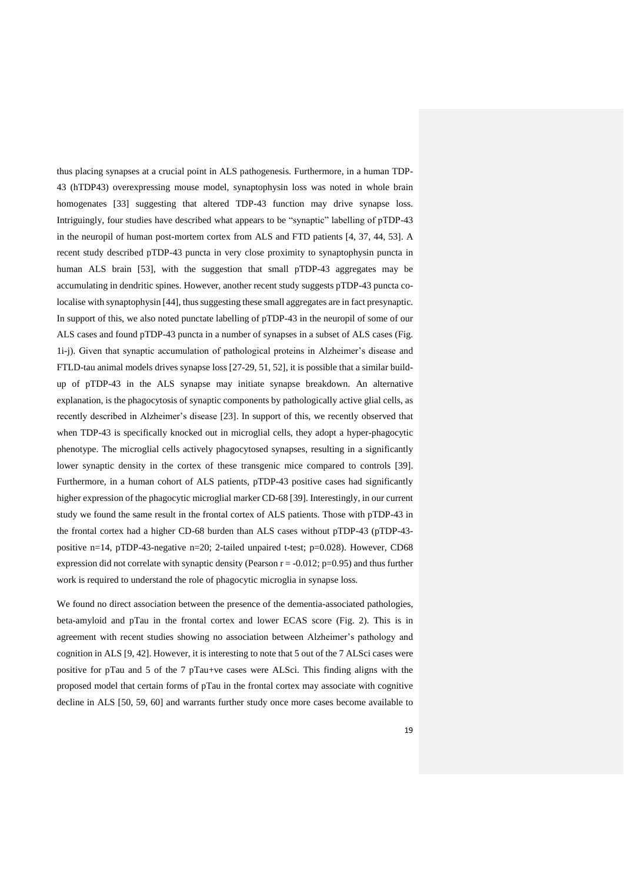thus placing synapses at a crucial point in ALS pathogenesis. Furthermore, in a human TDP-43 (hTDP43) overexpressing mouse model, synaptophysin loss was noted in whole brain homogenates [33] suggesting that altered TDP-43 function may drive synapse loss. Intriguingly, four studies have described what appears to be "synaptic" labelling of pTDP-43 in the neuropil of human post-mortem cortex from ALS and FTD patients [4, 37, 44, 53]. A recent study described pTDP-43 puncta in very close proximity to synaptophysin puncta in human ALS brain [53], with the suggestion that small pTDP-43 aggregates may be accumulating in dendritic spines. However, another recent study suggests pTDP-43 puncta co-localise with synaptophysin [44], thus suggesting these small aggregates are in fact presynaptic. In support of this, we also noted punctate labelling of pTDP-43 in the neuropil of some of our ALS cases and found pTDP-43 puncta in a number of synapses in a subset of ALS cases (Fig. 1i-j). Given that synaptic accumulation of pathological proteins in Alzheimer's disease and FTLD-tau animal models drives synapse loss [27-29, 51, 52], it is possible that a similar build-up of pTDP-43 in the ALS synapse may initiate synapse breakdown. An alternative explanation, is the phagocytosis of synaptic components by pathologically active glial cells, as recently described in Alzheimer's disease [23]. In support of this, we recently observed that when TDP-43 is specifically knocked out in microglial cells, they adopt a hyper-phagocytic phenotype. The microglial cells actively phagocytosed synapses, resulting in a significantly lower synaptic density in the cortex of these transgenic mice compared to controls [39]. Furthermore, in a human cohort of ALS patients, pTDP-43 positive cases had significantly higher expression of the phagocytic microglial marker CD-68 [39]. Interestingly, in our current study we found the same result in the frontal cortex of ALS patients. Those with pTDP-43 in the frontal cortex had a higher CD-68 burden than ALS cases without pTDP-43 (pTDP-43-positive n=14, pTDP-43-negative n=20; 2-tailed unpaired t-test; $p=0.028$). However, CD68 expression did not correlate with synaptic density (Pearson $r = -0.012$; $p=0.95$) and thus further work is required to understand the role of phagocytic microglia in synapse loss.

We found no direct association between the presence of the dementia-associated pathologies, beta-amyloid and pTau in the frontal cortex and lower ECAS score (Fig. 2). This is in agreement with recent studies showing no association between Alzheimer's pathology and cognition in ALS [9, 42]. However, it is interesting to note that 5 out of the 7 ALSci cases were positive for pTau and 5 of the 7 pTau+ve cases were ALSci. This finding aligns with the proposed model that certain forms of pTau in the frontal cortex may associate with cognitive decline in ALS [50, 59, 60] and warrants further study once more cases become available to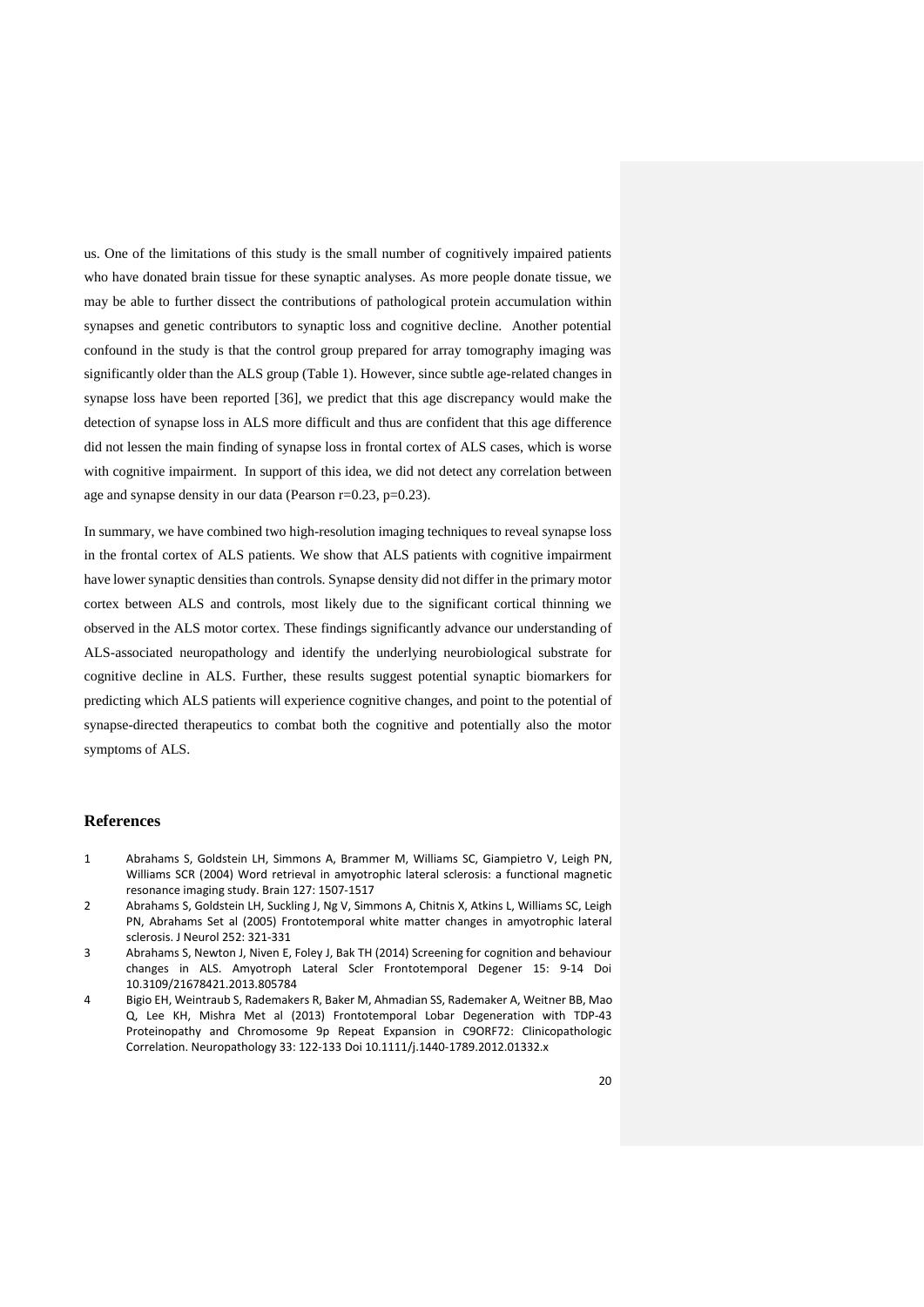us. One of the limitations of this study is the small number of cognitively impaired patients who have donated brain tissue for these synaptic analyses. As more people donate tissue, we may be able to further dissect the contributions of pathological protein accumulation within synapses and genetic contributors to synaptic loss and cognitive decline. Another potential confound in the study is that the control group prepared for array tomography imaging was significantly older than the ALS group (Table 1). However, since subtle age-related changes in synapse loss have been reported [36], we predict that this age discrepancy would make the detection of synapse loss in ALS more difficult and thus are confident that this age difference did not lessen the main finding of synapse loss in frontal cortex of ALS cases, which is worse with cognitive impairment. In support of this idea, we did not detect any correlation between age and synapse density in our data (Pearson $r=0.23$, $p=0.23$).

In summary, we have combined two high-resolution imaging techniques to reveal synapse loss in the frontal cortex of ALS patients. We show that ALS patients with cognitive impairment have lower synaptic densities than controls. Synapse density did not differ in the primary motor cortex between ALS and controls, most likely due to the significant cortical thinning we observed in the ALS motor cortex. These findings significantly advance our understanding of ALS-associated neuropathology and identify the underlying neurobiological substrate for cognitive decline in ALS. Further, these results suggest potential synaptic biomarkers for predicting which ALS patients will experience cognitive changes, and point to the potential of synapse-directed therapeutics to combat both the cognitive and potentially also the motor symptoms of ALS.

## References

1. Abrahams S, Goldstein LH, Simmons A, Brammer M, Williams SC, Giampietro V, Leigh PN, Williams SCR (2004) Word retrieval in amyotrophic lateral sclerosis: a functional magnetic resonance imaging study. Brain 127: 1507-1517
2. Abrahams S, Goldstein LH, Suckling J, Ng V, Simmons A, Chitnis X, Atkins L, Williams SC, Leigh PN, Abrahams Set al (2005) Frontotemporal white matter changes in amyotrophic lateral sclerosis. J Neurol 252: 321-331
3. Abrahams S, Newton J, Niven E, Foley J, Bak TH (2014) Screening for cognition and behaviour changes in ALS. Amyotroph Lateral Scler Frontotemporal Degener 15: 9-14 Doi 10.3109/21678421.2013.805784
4. Bigio EH, Weintraub S, Rademakers R, Baker M, Ahmadian SS, Rademaker A, Weitner BB, Mao Q, Lee KH, Mishra Met al (2013) Frontotemporal Lobar Degeneration with TDP-43 Proteinopathy and Chromosome 9p Repeat Expansion in C9ORF72: Clinicopathologic Correlation. Neuropathology 33: 122-133 Doi 10.1111/j.1440-1789.2012.01332.x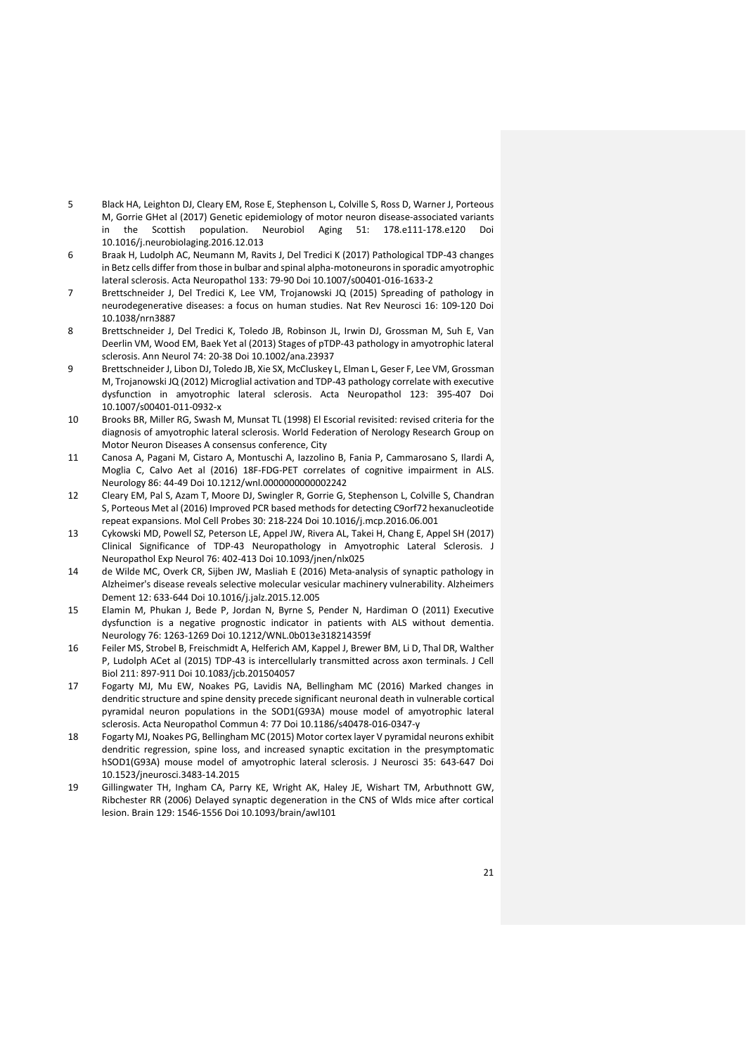5 Black HA, Leighton DJ, Cleary EM, Rose E, Stephenson L, Colville S, Ross D, Warner J, Porteous M, Gorrie GHet al (2017) Genetic epidemiology of motor neuron disease-associated variants in the Scottish population. Neurobiol Aging 51: 178.e111-178.e120 Doi 10.1016/j.neurobiolaging.2016.12.013

6 Braak H, Ludolph AC, Neumann M, Ravits J, Del Tredici K (2017) Pathological TDP-43 changes in Betz cells differ from those in bulbar and spinal alpha-motoneurons in sporadic amyotrophic lateral sclerosis. Acta Neuropathol 133: 79-90 Doi 10.1007/s00401-016-1633-2

7 Brettschneider J, Del Tredici K, Lee VM, Trojanowski JQ (2015) Spreading of pathology in neurodegenerative diseases: a focus on human studies. Nat Rev Neurosci 16: 109-120 Doi 10.1038/nrn3887

8 Brettschneider J, Del Tredici K, Toledo JB, Robinson JL, Irwin DJ, Grossman M, Suh E, Van Deerlin VM, Wood EM, Baek Yet al (2013) Stages of pTDP-43 pathology in amyotrophic lateral sclerosis. Ann Neurol 74: 20-38 Doi 10.1002/ana.23937

9 Brettschneider J, Libon DJ, Toledo JB, Xie SX, McCluskey L, Elman L, Geser F, Lee VM, Grossman M, Trojanowski JQ (2012) Microglial activation and TDP-43 pathology correlate with executive dysfunction in amyotrophic lateral sclerosis. Acta Neuropathol 123: 395-407 Doi 10.1007/s00401-011-0932-x

10 Brooks BR, Miller RG, Swash M, Munsat TL (1998) El Escorial revisited: revised criteria for the diagnosis of amyotrophic lateral sclerosis. World Federation of Nerology Research Group on Motor Neuron Diseases A consensus conference, City

11 Canosa A, Pagani M, Cistaro A, Montuschi A, Iazzolino B, Fania P, Cammarosano S, Ilardi A, Moglia C, Calvo Aet al (2016) 18F-FDG-PET correlates of cognitive impairment in ALS. Neurology 86: 44-49 Doi 10.1212/wnl.0000000000002242

12 Cleary EM, Pal S, Azam T, Moore DJ, Swingler R, Gorrie G, Stephenson L, Colville S, Chandran S, Porteous Met al (2016) Improved PCR based methods for detecting C9orf72 hexanucleotide repeat expansions. Mol Cell Probes 30: 218-224 Doi 10.1016/j.mcp.2016.06.001

13 Cykowski MD, Powell SZ, Peterson LE, Appel JW, Rivera AL, Takei H, Chang E, Appel SH (2017) Clinical Significance of TDP-43 Neuropathology in Amyotrophic Lateral Sclerosis. J Neuropathol Exp Neurol 76: 402-413 Doi 10.1093/jnen/nlx025

14 de Wilde MC, Overk CR, Sijben JW, Masliah E (2016) Meta-analysis of synaptic pathology in Alzheimer's disease reveals selective molecular vesicular machinery vulnerability. Alzheimers Dement 12: 633-644 Doi 10.1016/j.jalz.2015.12.005

15 Elamin M, Phukan J, Bede P, Jordan N, Byrne S, Pender N, Hardiman O (2011) Executive dysfunction is a negative prognostic indicator in patients with ALS without dementia. Neurology 76: 1263-1269 Doi 10.1212/WNL.0b013e318214359f

16 Feiler MS, Strobel B, Freischmidt A, Helferich AM, Kappel J, Brewer BM, Li D, Thal DR, Walther P, Ludolph ACet al (2015) TDP-43 is intercellularly transmitted across axon terminals. J Cell Biol 211: 897-911 Doi 10.1083/jcb.201504057

17 Fogarty MJ, Mu EW, Noakes PG, Lavidis NA, Bellingham MC (2016) Marked changes in dendritic structure and spine density precede significant neuronal death in vulnerable cortical pyramidal neuron populations in the SOD1(G93A) mouse model of amyotrophic lateral sclerosis. Acta Neuropathol Commun 4: 77 Doi 10.1186/s40478-016-0347-y

18 Fogarty MJ, Noakes PG, Bellingham MC (2015) Motor cortex layer V pyramidal neurons exhibit dendritic regression, spine loss, and increased synaptic excitation in the presymptomatic hSOD1(G93A) mouse model of amyotrophic lateral sclerosis. J Neurosci 35: 643-647 Doi 10.1523/jneurosci.3483-14.2015

19 Gillingwater TH, Ingham CA, Parry KE, Wright AK, Haley JE, Wishart TM, Arbuthnott GW, Ribchester RR (2006) Delayed synaptic degeneration in the CNS of Wlds mice after cortical lesion. Brain 129: 1546-1556 Doi 10.1093/brain/awl101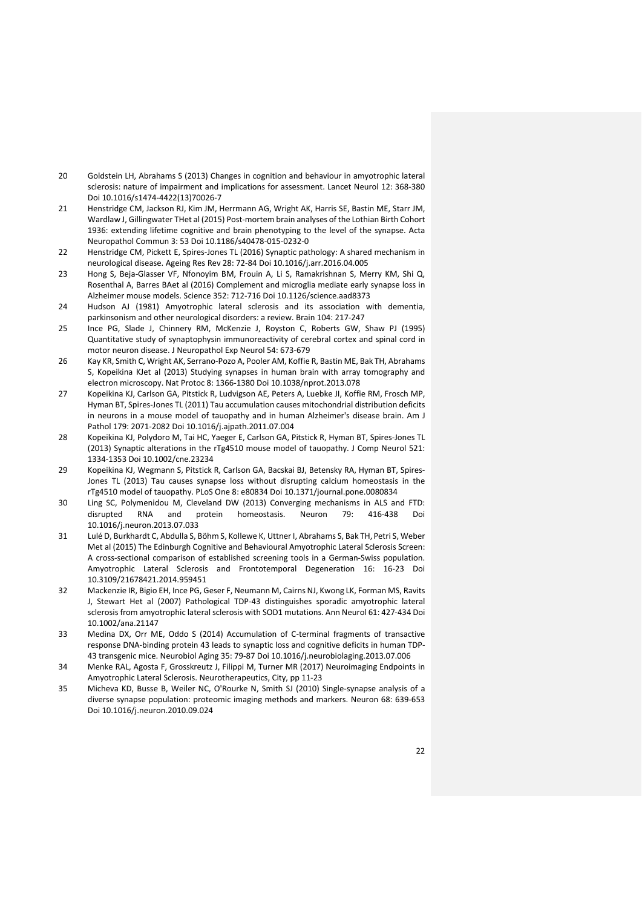20 Goldstein LH, Abrahams S (2013) Changes in cognition and behaviour in amyotrophic lateral sclerosis: nature of impairment and implications for assessment. Lancet Neurol 12: 368-380 Doi 10.1016/s1474-4422(13)70026-7

21 Henstridge CM, Jackson RJ, Kim JM, Herrmann AG, Wright AK, Harris SE, Bastin ME, Starr JM, Wardlaw J, Gillingwater THet al (2015) Post-mortem brain analyses of the Lothian Birth Cohort 1936: extending lifetime cognitive and brain phenotyping to the level of the synapse. Acta Neuropathol Commun 3: 53 Doi 10.1186/s40478-015-0232-0

22 Henstridge CM, Pickett E, Spires-Jones TL (2016) Synaptic pathology: A shared mechanism in neurological disease. Ageing Res Rev 28: 72-84 Doi 10.1016/j.arr.2016.04.005

23 Hong S, Beja-Glasser VF, Nfonoyim BM, Frouin A, Li S, Ramakrishnan S, Merry KM, Shi Q, Rosenthal A, Barres BAet al (2016) Complement and microglia mediate early synapse loss in Alzheimer mouse models. Science 352: 712-716 Doi 10.1126/science.aad8373

24 Hudson AJ (1981) Amyotrophic lateral sclerosis and its association with dementia, parkinsonism and other neurological disorders: a review. Brain 104: 217-247

25 Ince PG, Slade J, Chinnery RM, McKenzie J, Royston C, Roberts GW, Shaw PJ (1995) Quantitative study of synaptophysin immunoreactivity of cerebral cortex and spinal cord in motor neuron disease. J Neuropathol Exp Neurol 54: 673-679

26 Kay KR, Smith C, Wright AK, Serrano-Pozo A, Pooler AM, Koffie R, Bastin ME, Bak TH, Abrahams S, Kopeikina KJet al (2013) Studying synapses in human brain with array tomography and electron microscopy. Nat Protoc 8: 1366-1380 Doi 10.1038/nprot.2013.078

27 Kopeikina KJ, Carlson GA, Pitstick R, Ludvigson AE, Peters A, Luebke JI, Koffie RM, Frosch MP, Hyman BT, Spires-Jones TL (2011) Tau accumulation causes mitochondrial distribution deficits in neurons in a mouse model of tauopathy and in human Alzheimer's disease brain. Am J Pathol 179: 2071-2082 Doi 10.1016/j.ajpath.2011.07.004

28 Kopeikina KJ, Polydoro M, Tai HC, Yaeger E, Carlson GA, Pitstick R, Hyman BT, Spires-Jones TL (2013) Synaptic alterations in the rTg4510 mouse model of tauopathy. J Comp Neurol 521: 1334-1353 Doi 10.1002/cne.23234

29 Kopeikina KJ, Wegmann S, Pitstick R, Carlson GA, Bacskai BJ, Betensky RA, Hyman BT, Spires-Jones TL (2013) Tau causes synapse loss without disrupting calcium homeostasis in the rTg4510 model of tauopathy. PLoS One 8: e80834 Doi 10.1371/journal.pone.0080834

30 Ling SC, Polymenidou M, Cleveland DW (2013) Converging mechanisms in ALS and FTD: disrupted RNA and protein homeostasis. Neuron 79: 416-438 Doi 10.1016/j.neuron.2013.07.033

31 Lulé D, Burkhardt C, Abdulla S, Böhm S, Kollewe K, Uttner I, Abrahams S, Bak TH, Petri S, Weber Met al (2015) The Edinburgh Cognitive and Behavioural Amyotrophic Lateral Sclerosis Screen: A cross-sectional comparison of established screening tools in a German-Swiss population. Amyotrophic Lateral Sclerosis and Frontotemporal Degeneration 16: 16-23 Doi 10.3109/21678421.2014.959451

32 Mackenzie IR, Bigio EH, Ince PG, Geser F, Neumann M, Cairns NJ, Kwong LK, Forman MS, Ravits J, Stewart Het al (2007) Pathological TDP-43 distinguishes sporadic amyotrophic lateral sclerosis from amyotrophic lateral sclerosis with SOD1 mutations. Ann Neurol 61: 427-434 Doi 10.1002/ana.21147

33 Medina DX, Orr ME, Oddo S (2014) Accumulation of C-terminal fragments of transactive response DNA-binding protein 43 leads to synaptic loss and cognitive deficits in human TDP-43 transgenic mice. Neurobiol Aging 35: 79-87 Doi 10.1016/j.neurobiolaging.2013.07.006

34 Menke RAL, Agosta F, Grosskreutz J, Filippi M, Turner MR (2017) Neuroimaging Endpoints in Amyotrophic Lateral Sclerosis. Neurotherapeutics, City, pp 11-23

35 Micheva KD, Busse B, Weiler NC, O'Rourke N, Smith SJ (2010) Single-synapse analysis of a diverse synapse population: proteomic imaging methods and markers. Neuron 68: 639-653 Doi 10.1016/j.neuron.2010.09.024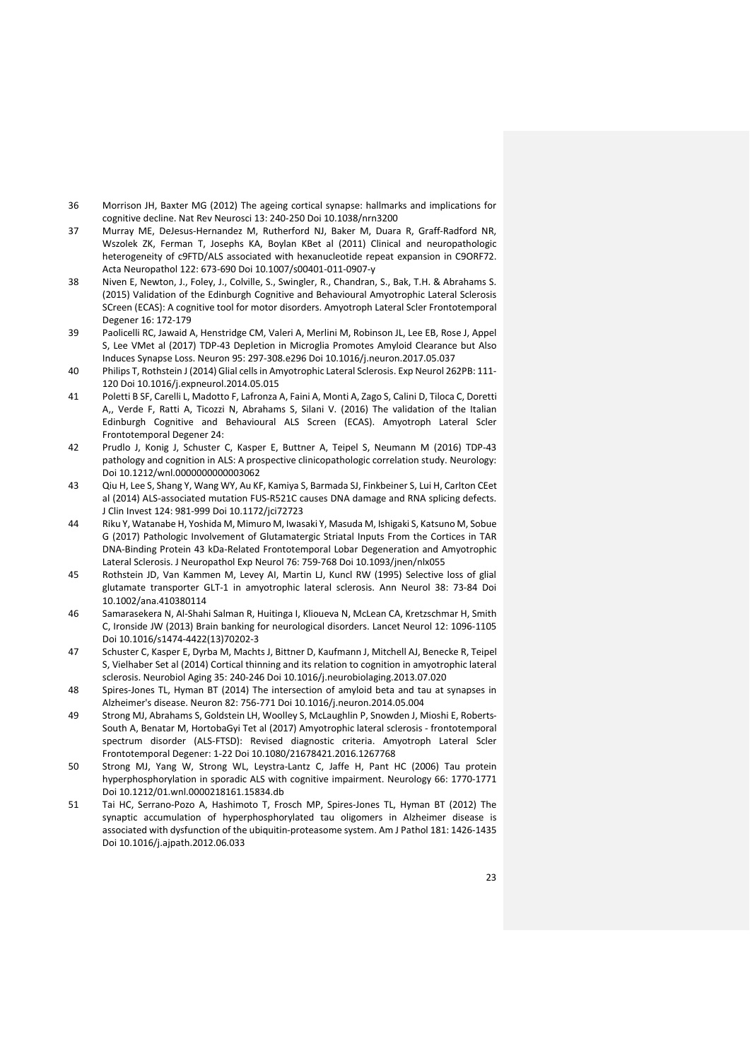36 Morrison JH, Baxter MG (2012) The ageing cortical synapse: hallmarks and implications for cognitive decline. Nat Rev Neurosci 13: 240-250 Doi 10.1038/nrn3200

37 Murray ME, DeJesus-Hernandez M, Rutherford NJ, Baker M, Duara R, Graff-Radford NR, Wszolek ZK, Ferman T, Josephs KA, Boylan KBet al (2011) Clinical and neuropathologic heterogeneity of c9FTD/ALS associated with hexanucleotide repeat expansion in C9ORF72. Acta Neuropathol 122: 673-690 Doi 10.1007/s00401-011-0907-y

38 Niven E, Newton, J., Foley, J., Colville, S., Swingler, R., Chandran, S., Bak, T.H. & Abrahams S. (2015) Validation of the Edinburgh Cognitive and Behavioural Amyotrophic Lateral Sclerosis SCreen (ECAS): A cognitive tool for motor disorders. Amyotroph Lateral Scler Frontotemporal Degener 16: 172-179

39 Paolicelli RC, Jawaid A, Henstridge CM, Valeri A, Merlini M, Robinson JL, Lee EB, Rose J, Appel S, Lee VMet al (2017) TDP-43 Depletion in Microglia Promotes Amyloid Clearance but Also Induces Synapse Loss. Neuron 95: 297-308.e296 Doi 10.1016/j.neuron.2017.05.037

40 Philips T, Rothstein J (2014) Glial cells in Amyotrophic Lateral Sclerosis. Exp Neurol 262PB: 111-120 Doi 10.1016/j.expneurol.2014.05.015

41 Poletti B SF, Carelli L, Madotto F, Lafronza A, Faini A, Monti A, Zago S, Calini D, Tiloca C, Doretti A,, Verde F, Ratti A, Ticozzi N, Abrahams S, Silani V. (2016) The validation of the Italian Edinburgh Cognitive and Behavioural ALS Screen (ECAS). Amyotroph Lateral Scler Frontotemporal Degener 24:

42 Prudlo J, Konig J, Schuster C, Kasper E, Buttner A, Teipel S, Neumann M (2016) TDP-43 pathology and cognition in ALS: A prospective clinicopathologic correlation study. Neurology: Doi 10.1212/wnl.0000000000003062

43 Qiu H, Lee S, Shang Y, Wang WY, Au KF, Kamiya S, Barmada SJ, Finkbeiner S, Lui H, Carlton CEet al (2014) ALS-associated mutation FUS-R521C causes DNA damage and RNA splicing defects. J Clin Invest 124: 981-999 Doi 10.1172/jci72723

44 Riku Y, Watanabe H, Yoshida M, Mimuro M, Iwasaki Y, Masuda M, Ishigaki S, Katsuno M, Sobue G (2017) Pathologic Involvement of Glutamatergic Striatal Inputs From the Cortices in TAR DNA-Binding Protein 43 kDa-Related Frontotemporal Lobar Degeneration and Amyotrophic Lateral Sclerosis. J Neuropathol Exp Neurol 76: 759-768 Doi 10.1093/jnen/nlx055

45 Rothstein JD, Van Kammen M, Levey AI, Martin LJ, Kuncl RW (1995) Selective loss of glial glutamate transporter GLT-1 in amyotrophic lateral sclerosis. Ann Neurol 38: 73-84 Doi 10.1002/ana.410380114

46 Samarasekera N, Al-Shahi Salman R, Huitinga I, Klioueva N, McLean CA, Kretzschmar H, Smith C, Ironside JW (2013) Brain banking for neurological disorders. Lancet Neurol 12: 1096-1105 Doi 10.1016/s1474-4422(13)70202-3

47 Schuster C, Kasper E, Dyrba M, Machts J, Bittner D, Kaufmann J, Mitchell AJ, Benecke R, Teipel S, Vielhaber Set al (2014) Cortical thinning and its relation to cognition in amyotrophic lateral sclerosis. Neurobiol Aging 35: 240-246 Doi 10.1016/j.neurobiolaging.2013.07.020

48 Spires-Jones TL, Hyman BT (2014) The intersection of amyloid beta and tau at synapses in Alzheimer's disease. Neuron 82: 756-771 Doi 10.1016/j.neuron.2014.05.004

49 Strong MJ, Abrahams S, Goldstein LH, Woolley S, McLaughlin P, Snowden J, Mioshi E, Roberts-South A, Benatar M, HortobaGyi Tet al (2017) Amyotrophic lateral sclerosis - frontotemporal spectrum disorder (ALS-FTSD): Revised diagnostic criteria. Amyotroph Lateral Scler Frontotemporal Degener: 1-22 Doi 10.1080/21678421.2016.1267768

50 Strong MJ, Yang W, Strong WL, Leystra-Lantz C, Jaffe H, Pant HC (2006) Tau protein hyperphosphorylation in sporadic ALS with cognitive impairment. Neurology 66: 1770-1771 Doi 10.1212/01.wnl.0000218161.15834.db

51 Tai HC, Serrano-Pozo A, Hashimoto T, Frosch MP, Spires-Jones TL, Hyman BT (2012) The synaptic accumulation of hyperphosphorylated tau oligomers in Alzheimer disease is associated with dysfunction of the ubiquitin-proteasome system. Am J Pathol 181: 1426-1435 Doi 10.1016/j.ajpath.2012.06.033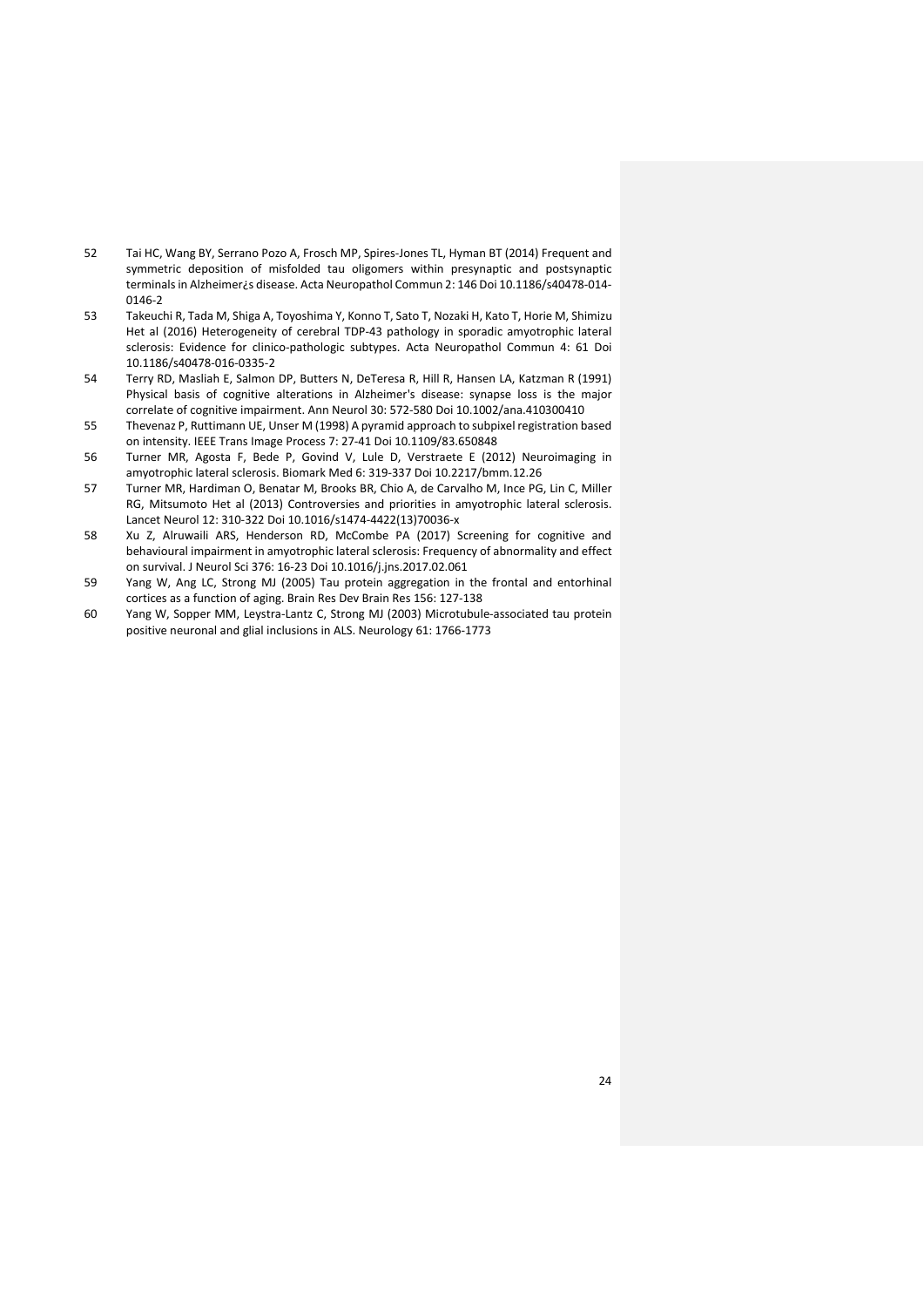52 Tai HC, Wang BY, Serrano Pozo A, Frosch MP, Spires-Jones TL, Hyman BT (2014) Frequent and symmetric deposition of misfolded tau oligomers within presynaptic and postsynaptic terminals in Alzheimer¿s disease. Acta Neuropathol Commun 2: 146 Doi 10.1186/s40478-014-0146-2

53 Takeuchi R, Tada M, Shiga A, Toyoshima Y, Konno T, Sato T, Nozaki H, Kato T, Horie M, Shimizu Het al (2016) Heterogeneity of cerebral TDP-43 pathology in sporadic amyotrophic lateral sclerosis: Evidence for clinico-pathologic subtypes. Acta Neuropathol Commun 4: 61 Doi 10.1186/s40478-016-0335-2

54 Terry RD, Masliah E, Salmon DP, Butters N, DeTeresa R, Hill R, Hansen LA, Katzman R (1991) Physical basis of cognitive alterations in Alzheimer's disease: synapse loss is the major correlate of cognitive impairment. Ann Neurol 30: 572-580 Doi 10.1002/ana.410300410

55 Thevenaz P, Ruttimann UE, Unser M (1998) A pyramid approach to subpixel registration based on intensity. IEEE Trans Image Process 7: 27-41 Doi 10.1109/83.650848

56 Turner MR, Agosta F, Bede P, Govind V, Lule D, Verstraete E (2012) Neuroimaging in amyotrophic lateral sclerosis. Biomark Med 6: 319-337 Doi 10.2217/bmm.12.26

57 Turner MR, Hardiman O, Benatar M, Brooks BR, Chio A, de Carvalho M, Ince PG, Lin C, Miller RG, Mitsumoto Het al (2013) Controversies and priorities in amyotrophic lateral sclerosis. Lancet Neurol 12: 310-322 Doi 10.1016/s1474-4422(13)70036-x

58 Xu Z, Alruwaili ARS, Henderson RD, McCombe PA (2017) Screening for cognitive and behavioural impairment in amyotrophic lateral sclerosis: Frequency of abnormality and effect on survival. J Neurol Sci 376: 16-23 Doi 10.1016/j.jns.2017.02.061

59 Yang W, Ang LC, Strong MJ (2005) Tau protein aggregation in the frontal and entorhinal cortices as a function of aging. Brain Res Dev Brain Res 156: 127-138

60 Yang W, Sopper MM, Leystra-Lantz C, Strong MJ (2003) Microtubule-associated tau protein positive neuronal and glial inclusions in ALS. Neurology 61: 1766-1773